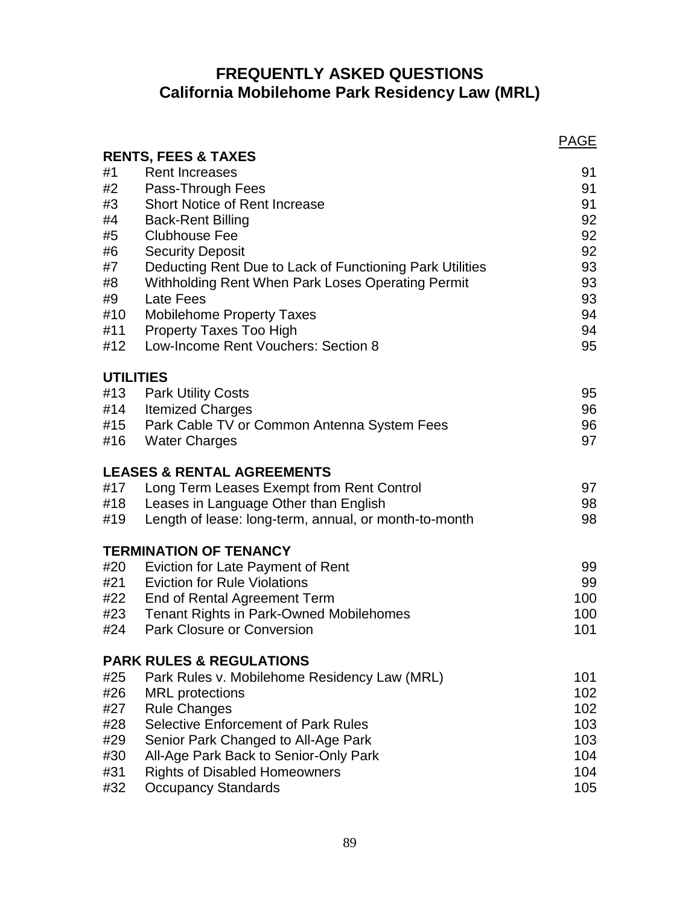# FREQUENTLY ASKED QUESTIONS
## California Mobilehome Park Residency Law (MRL)

| | | PAGE |
|---|---|---|
| **RENTS, FEES & TAXES** | | |
| #1 | Rent Increases | 91 |
| #2 | Pass-Through Fees | 91 |
| #3 | Short Notice of Rent Increase | 91 |
| #4 | Back-Rent Billing | 92 |
| #5 | Clubhouse Fee | 92 |
| #6 | Security Deposit | 92 |
| #7 | Deducting Rent Due to Lack of Functioning Park Utilities | 93 |
| #8 | Withholding Rent When Park Loses Operating Permit | 93 |
| #9 | Late Fees | 93 |
| #10 | Mobilehome Property Taxes | 94 |
| #11 | Property Taxes Too High | 94 |
| #12 | Low-Income Rent Vouchers: Section 8 | 95 |
| **UTILITIES** | | |
| #13 | Park Utility Costs | 95 |
| #14 | Itemized Charges | 96 |
| #15 | Park Cable TV or Common Antenna System Fees | 96 |
| #16 | Water Charges | 97 |
| **LEASES & RENTAL AGREEMENTS** | | |
| #17 | Long Term Leases Exempt from Rent Control | 97 |
| #18 | Leases in Language Other than English | 98 |
| #19 | Length of lease: long-term, annual, or month-to-month | 98 |
| **TERMINATION OF TENANCY** | | |
| #20 | Eviction for Late Payment of Rent | 99 |
| #21 | Eviction for Rule Violations | 99 |
| #22 | End of Rental Agreement Term | 100 |
| #23 | Tenant Rights in Park-Owned Mobilehomes | 100 |
| #24 | Park Closure or Conversion | 101 |
| **PARK RULES & REGULATIONS** | | |
| #25 | Park Rules v. Mobilehome Residency Law (MRL) | 101 |
| #26 | MRL protections | 102 |
| #27 | Rule Changes | 102 |
| #28 | Selective Enforcement of Park Rules | 103 |
| #29 | Senior Park Changed to All-Age Park | 103 |
| #30 | All-Age Park Back to Senior-Only Park | 104 |
| #31 | Rights of Disabled Homeowners | 104 |
| #32 | Occupancy Standards | 105 |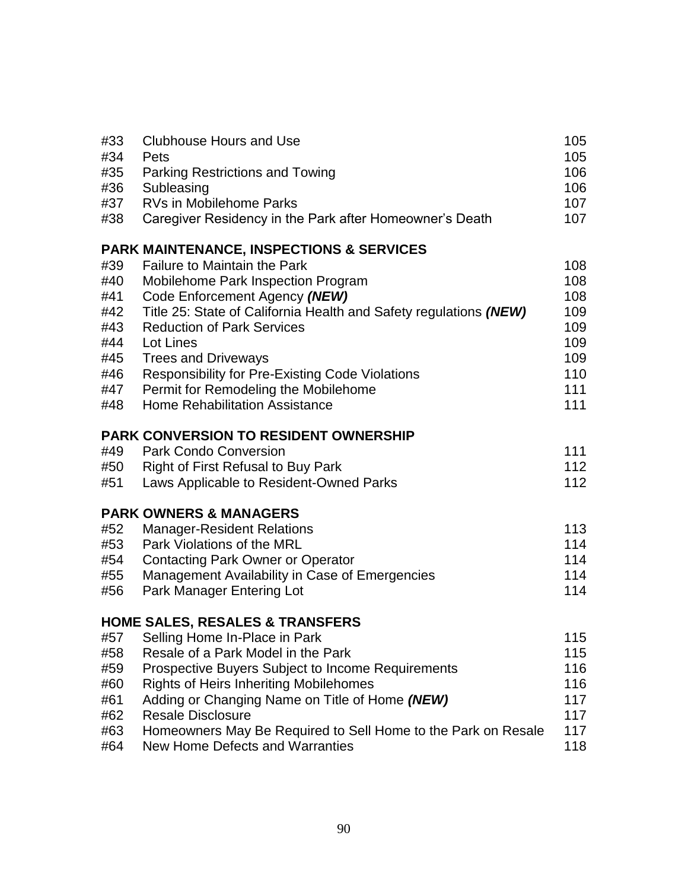| | | |
|---|---|---|
| #33 | Clubhouse Hours and Use | 105 |
| #34 | Pets | 105 |
| #35 | Parking Restrictions and Towing | 106 |
| #36 | Subleasing | 106 |
| #37 | RVs in Mobilehome Parks | 107 |
| #38 | Caregiver Residency in the Park after Homeowner's Death | 107 |

**PARK MAINTENANCE, INSPECTIONS & SERVICES**

| | | |
|---|---|---|
| #39 | Failure to Maintain the Park | 108 |
| #40 | Mobilehome Park Inspection Program | 108 |
| #41 | Code Enforcement Agency ***(NEW)*** | 108 |
| #42 | Title 25: State of California Health and Safety regulations ***(NEW)*** | 109 |
| #43 | Reduction of Park Services | 109 |
| #44 | Lot Lines | 109 |
| #45 | Trees and Driveways | 109 |
| #46 | Responsibility for Pre-Existing Code Violations | 110 |
| #47 | Permit for Remodeling the Mobilehome | 111 |
| #48 | Home Rehabilitation Assistance | 111 |

**PARK CONVERSION TO RESIDENT OWNERSHIP**

| | | |
|---|---|---|
| #49 | Park Condo Conversion | 111 |
| #50 | Right of First Refusal to Buy Park | 112 |
| #51 | Laws Applicable to Resident-Owned Parks | 112 |

**PARK OWNERS & MANAGERS**

| | | |
|---|---|---|
| #52 | Manager-Resident Relations | 113 |
| #53 | Park Violations of the MRL | 114 |
| #54 | Contacting Park Owner or Operator | 114 |
| #55 | Management Availability in Case of Emergencies | 114 |
| #56 | Park Manager Entering Lot | 114 |

**HOME SALES, RESALES & TRANSFERS**

| | | |
|---|---|---|
| #57 | Selling Home In-Place in Park | 115 |
| #58 | Resale of a Park Model in the Park | 115 |
| #59 | Prospective Buyers Subject to Income Requirements | 116 |
| #60 | Rights of Heirs Inheriting Mobilehomes | 116 |
| #61 | Adding or Changing Name on Title of Home ***(NEW)*** | 117 |
| #62 | Resale Disclosure | 117 |
| #63 | Homeowners May Be Required to Sell Home to the Park on Resale | 117 |
| #64 | New Home Defects and Warranties | 118 |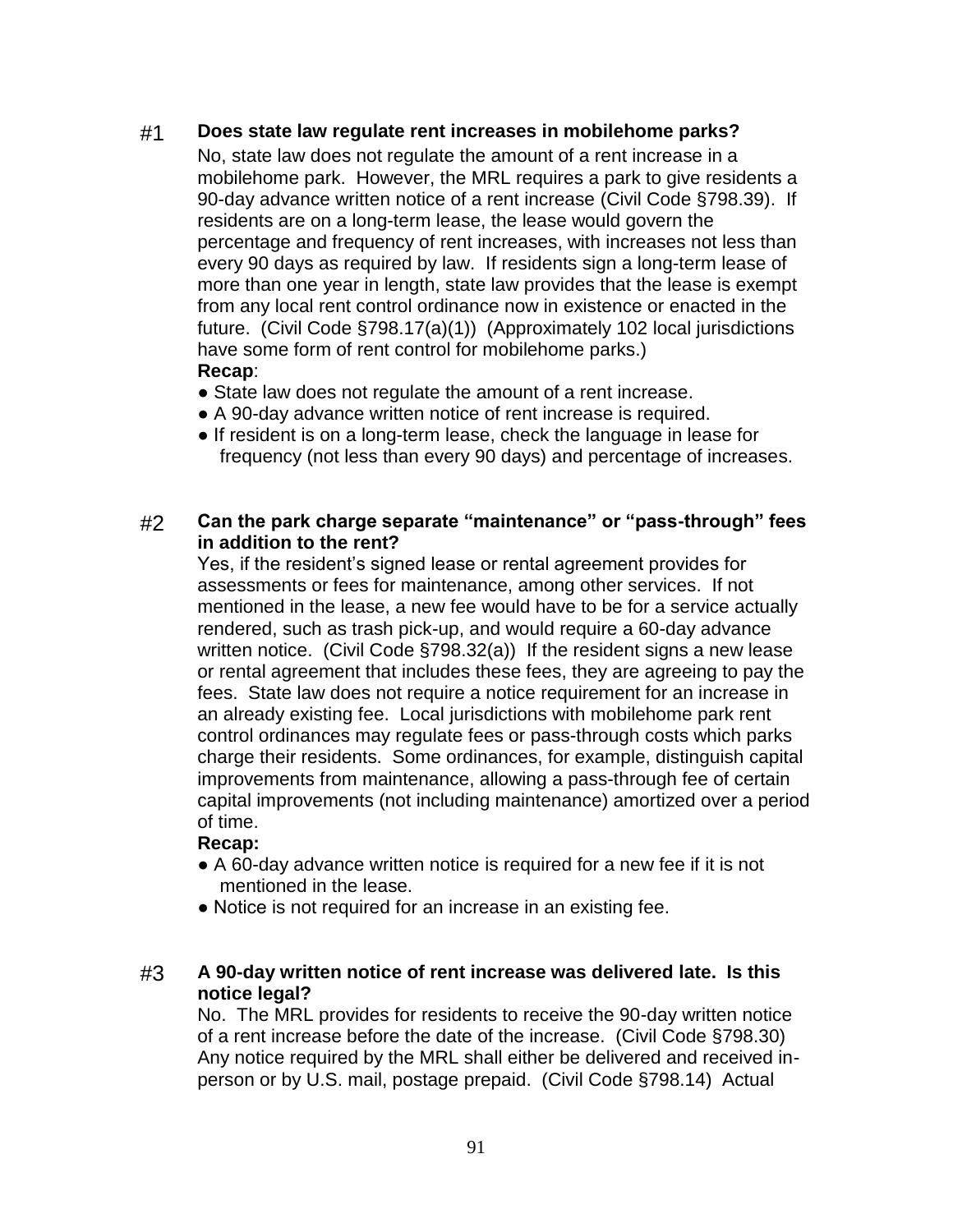### #1 Does state law regulate rent increases in mobilehome parks?

No, state law does not regulate the amount of a rent increase in a mobilehome park. However, the MRL requires a park to give residents a 90-day advance written notice of a rent increase (Civil Code §798.39). If residents are on a long-term lease, the lease would govern the percentage and frequency of rent increases, with increases not less than every 90 days as required by law. If residents sign a long-term lease of more than one year in length, state law provides that the lease is exempt from any local rent control ordinance now in existence or enacted in the future. (Civil Code §798.17(a)(1)) (Approximately 102 local jurisdictions have some form of rent control for mobilehome parks.)

**Recap**:

- State law does not regulate the amount of a rent increase.
- A 90-day advance written notice of rent increase is required.
- If resident is on a long-term lease, check the language in lease for frequency (not less than every 90 days) and percentage of increases.

### #2 Can the park charge separate "maintenance" or "pass-through" fees in addition to the rent?

Yes, if the resident's signed lease or rental agreement provides for assessments or fees for maintenance, among other services. If not mentioned in the lease, a new fee would have to be for a service actually rendered, such as trash pick-up, and would require a 60-day advance written notice. (Civil Code §798.32(a)) If the resident signs a new lease or rental agreement that includes these fees, they are agreeing to pay the fees. State law does not require a notice requirement for an increase in an already existing fee. Local jurisdictions with mobilehome park rent control ordinances may regulate fees or pass-through costs which parks charge their residents. Some ordinances, for example, distinguish capital improvements from maintenance, allowing a pass-through fee of certain capital improvements (not including maintenance) amortized over a period of time.

**Recap:**

- A 60-day advance written notice is required for a new fee if it is not mentioned in the lease.
- Notice is not required for an increase in an existing fee.

### #3 A 90-day written notice of rent increase was delivered late. Is this notice legal?

No. The MRL provides for residents to receive the 90-day written notice of a rent increase before the date of the increase. (Civil Code §798.30) Any notice required by the MRL shall either be delivered and received in-person or by U.S. mail, postage prepaid. (Civil Code §798.14) Actual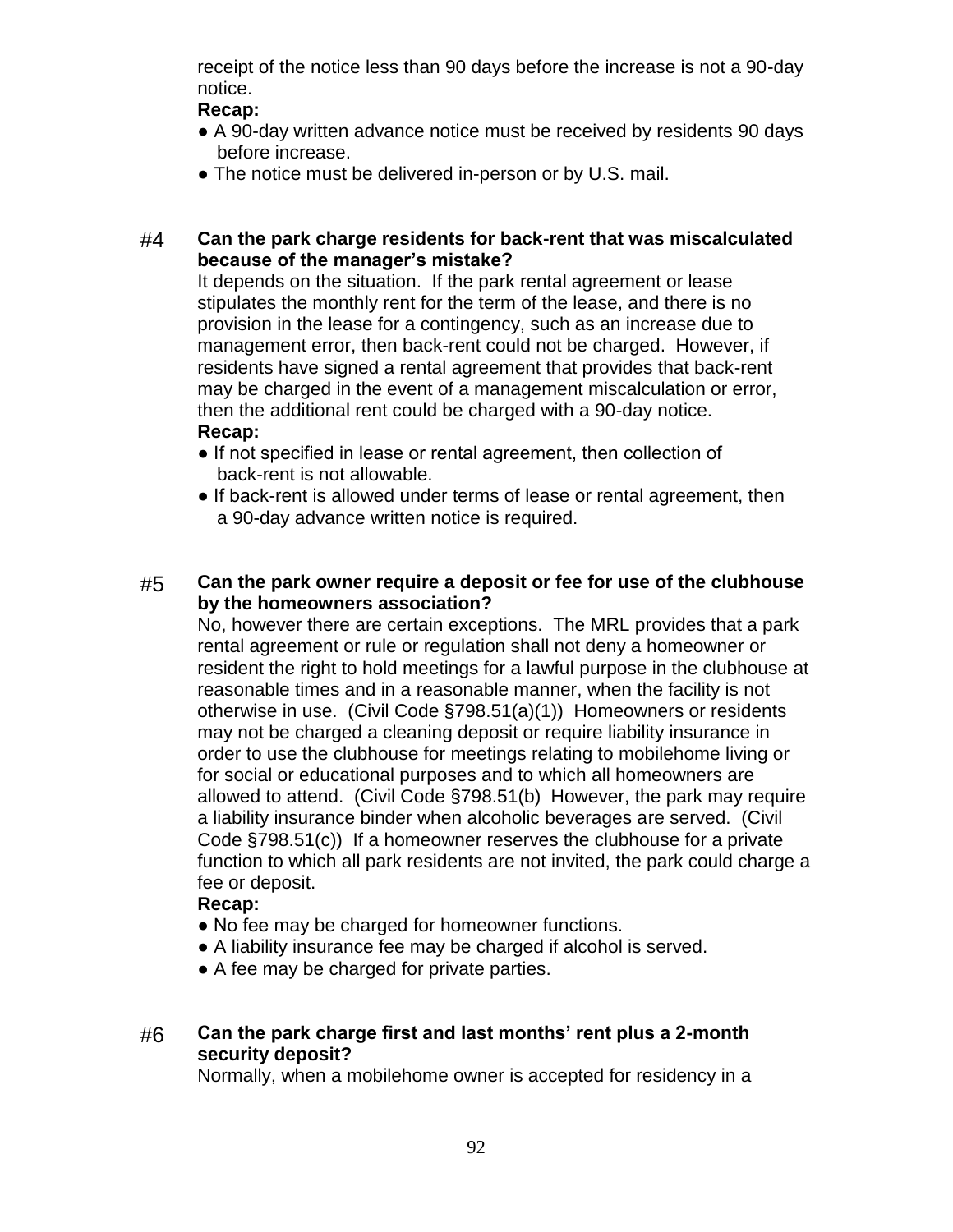receipt of the notice less than 90 days before the increase is not a 90-day notice.

**Recap:**

- A 90-day written advance notice must be received by residents 90 days before increase.
- The notice must be delivered in-person or by U.S. mail.

#4 **Can the park charge residents for back-rent that was miscalculated because of the manager's mistake?**

It depends on the situation. If the park rental agreement or lease stipulates the monthly rent for the term of the lease, and there is no provision in the lease for a contingency, such as an increase due to management error, then back-rent could not be charged. However, if residents have signed a rental agreement that provides that back-rent may be charged in the event of a management miscalculation or error, then the additional rent could be charged with a 90-day notice.

**Recap:**

- If not specified in lease or rental agreement, then collection of back-rent is not allowable.
- If back-rent is allowed under terms of lease or rental agreement, then a 90-day advance written notice is required.

#5 **Can the park owner require a deposit or fee for use of the clubhouse by the homeowners association?**

No, however there are certain exceptions. The MRL provides that a park rental agreement or rule or regulation shall not deny a homeowner or resident the right to hold meetings for a lawful purpose in the clubhouse at reasonable times and in a reasonable manner, when the facility is not otherwise in use. (Civil Code §798.51(a)(1)) Homeowners or residents may not be charged a cleaning deposit or require liability insurance in order to use the clubhouse for meetings relating to mobilehome living or for social or educational purposes and to which all homeowners are allowed to attend. (Civil Code §798.51(b) However, the park may require a liability insurance binder when alcoholic beverages are served. (Civil Code §798.51(c)) If a homeowner reserves the clubhouse for a private function to which all park residents are not invited, the park could charge a fee or deposit.

**Recap:**

- No fee may be charged for homeowner functions.
- A liability insurance fee may be charged if alcohol is served.
- A fee may be charged for private parties.

#6 **Can the park charge first and last months' rent plus a 2-month security deposit?**

Normally, when a mobilehome owner is accepted for residency in a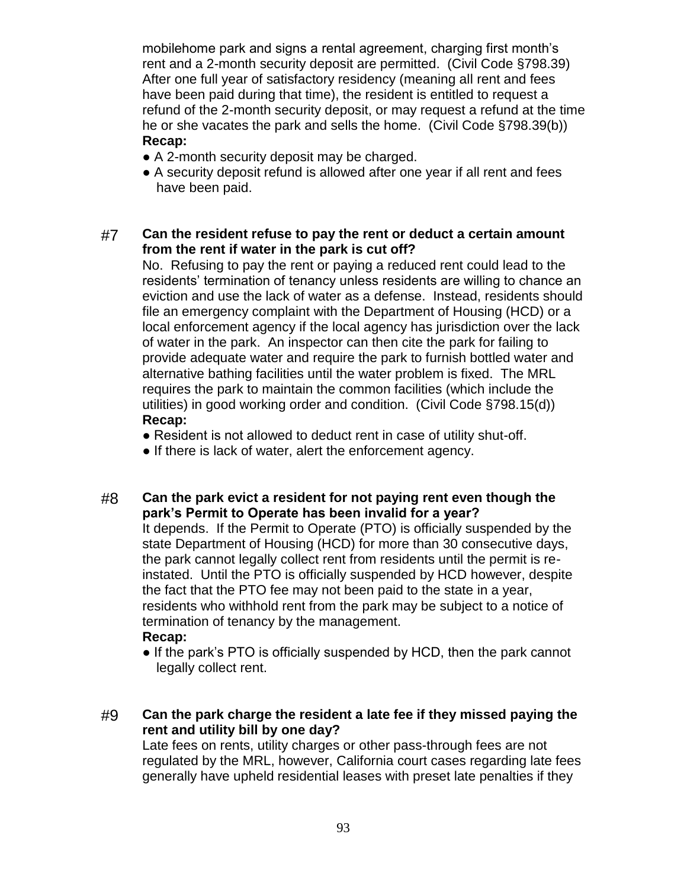mobilehome park and signs a rental agreement, charging first month's rent and a 2-month security deposit are permitted. (Civil Code §798.39) After one full year of satisfactory residency (meaning all rent and fees have been paid during that time), the resident is entitled to request a refund of the 2-month security deposit, or may request a refund at the time he or she vacates the park and sells the home. (Civil Code §798.39(b))

**Recap:**

- A 2-month security deposit may be charged.
- A security deposit refund is allowed after one year if all rent and fees have been paid.

#7 **Can the resident refuse to pay the rent or deduct a certain amount from the rent if water in the park is cut off?**

No. Refusing to pay the rent or paying a reduced rent could lead to the residents' termination of tenancy unless residents are willing to chance an eviction and use the lack of water as a defense. Instead, residents should file an emergency complaint with the Department of Housing (HCD) or a local enforcement agency if the local agency has jurisdiction over the lack of water in the park. An inspector can then cite the park for failing to provide adequate water and require the park to furnish bottled water and alternative bathing facilities until the water problem is fixed. The MRL requires the park to maintain the common facilities (which include the utilities) in good working order and condition. (Civil Code §798.15(d))

**Recap:**

- Resident is not allowed to deduct rent in case of utility shut-off.
- If there is lack of water, alert the enforcement agency.

#8 **Can the park evict a resident for not paying rent even though the park's Permit to Operate has been invalid for a year?**

It depends. If the Permit to Operate (PTO) is officially suspended by the state Department of Housing (HCD) for more than 30 consecutive days, the park cannot legally collect rent from residents until the permit is re-instated. Until the PTO is officially suspended by HCD however, despite the fact that the PTO fee may not been paid to the state in a year, residents who withhold rent from the park may be subject to a notice of termination of tenancy by the management.

**Recap:**

- If the park's PTO is officially suspended by HCD, then the park cannot legally collect rent.

#9 **Can the park charge the resident a late fee if they missed paying the rent and utility bill by one day?**

Late fees on rents, utility charges or other pass-through fees are not regulated by the MRL, however, California court cases regarding late fees generally have upheld residential leases with preset late penalties if they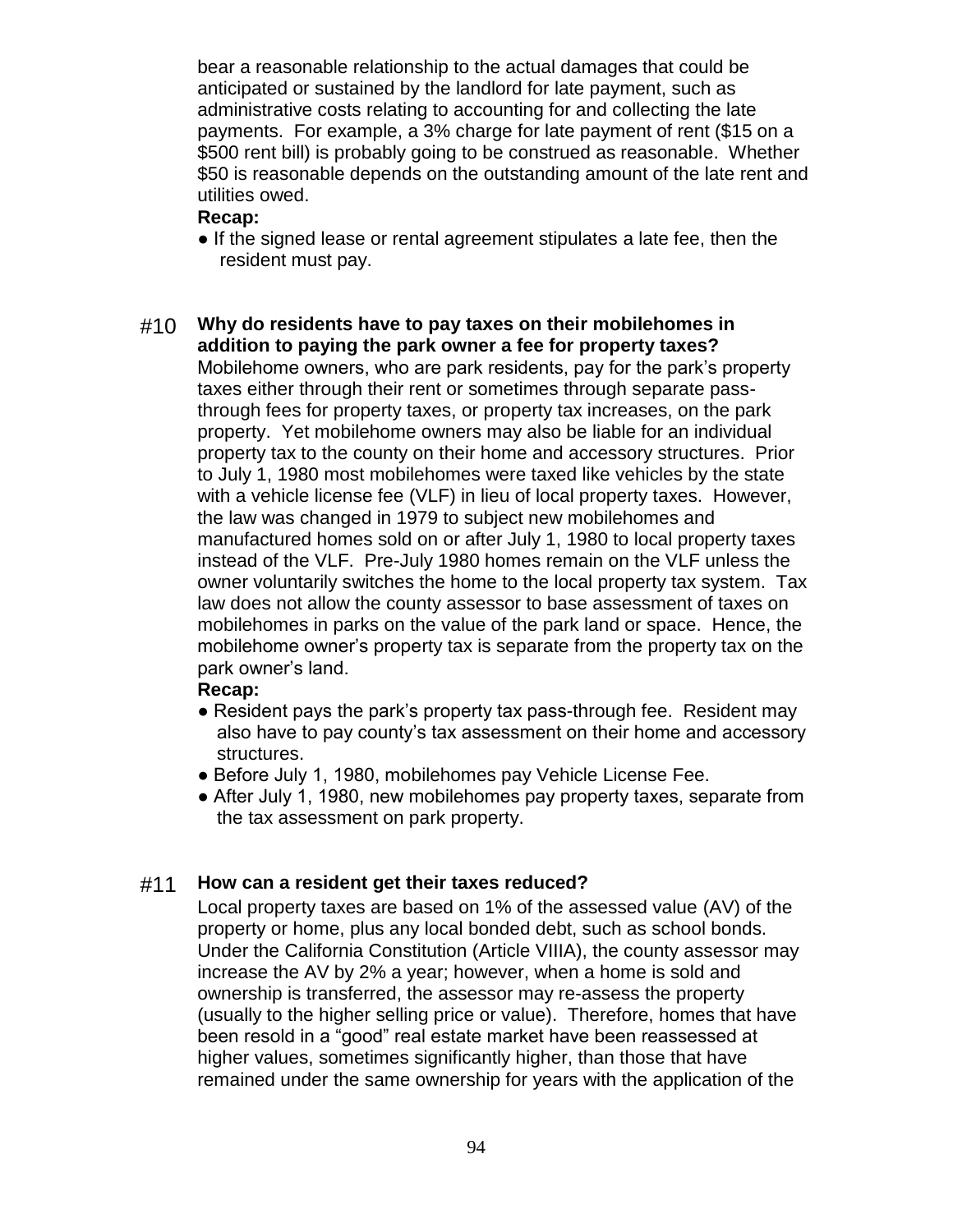bear a reasonable relationship to the actual damages that could be anticipated or sustained by the landlord for late payment, such as administrative costs relating to accounting for and collecting the late payments. For example, a 3% charge for late payment of rent ($15 on a $500 rent bill) is probably going to be construed as reasonable. Whether $50 is reasonable depends on the outstanding amount of the late rent and utilities owed.

**Recap:**

- If the signed lease or rental agreement stipulates a late fee, then the resident must pay.

### #10 Why do residents have to pay taxes on their mobilehomes in addition to paying the park owner a fee for property taxes?

Mobilehome owners, who are park residents, pay for the park's property taxes either through their rent or sometimes through separate pass-through fees for property taxes, or property tax increases, on the park property. Yet mobilehome owners may also be liable for an individual property tax to the county on their home and accessory structures. Prior to July 1, 1980 most mobilehomes were taxed like vehicles by the state with a vehicle license fee (VLF) in lieu of local property taxes. However, the law was changed in 1979 to subject new mobilehomes and manufactured homes sold on or after July 1, 1980 to local property taxes instead of the VLF. Pre-July 1980 homes remain on the VLF unless the owner voluntarily switches the home to the local property tax system. Tax law does not allow the county assessor to base assessment of taxes on mobilehomes in parks on the value of the park land or space. Hence, the mobilehome owner's property tax is separate from the property tax on the park owner's land.

**Recap:**

- Resident pays the park's property tax pass-through fee. Resident may also have to pay county's tax assessment on their home and accessory structures.
- Before July 1, 1980, mobilehomes pay Vehicle License Fee.
- After July 1, 1980, new mobilehomes pay property taxes, separate from the tax assessment on park property.

### #11 How can a resident get their taxes reduced?

Local property taxes are based on 1% of the assessed value (AV) of the property or home, plus any local bonded debt, such as school bonds. Under the California Constitution (Article VIIIA), the county assessor may increase the AV by 2% a year; however, when a home is sold and ownership is transferred, the assessor may re-assess the property (usually to the higher selling price or value). Therefore, homes that have been resold in a "good" real estate market have been reassessed at higher values, sometimes significantly higher, than those that have remained under the same ownership for years with the application of the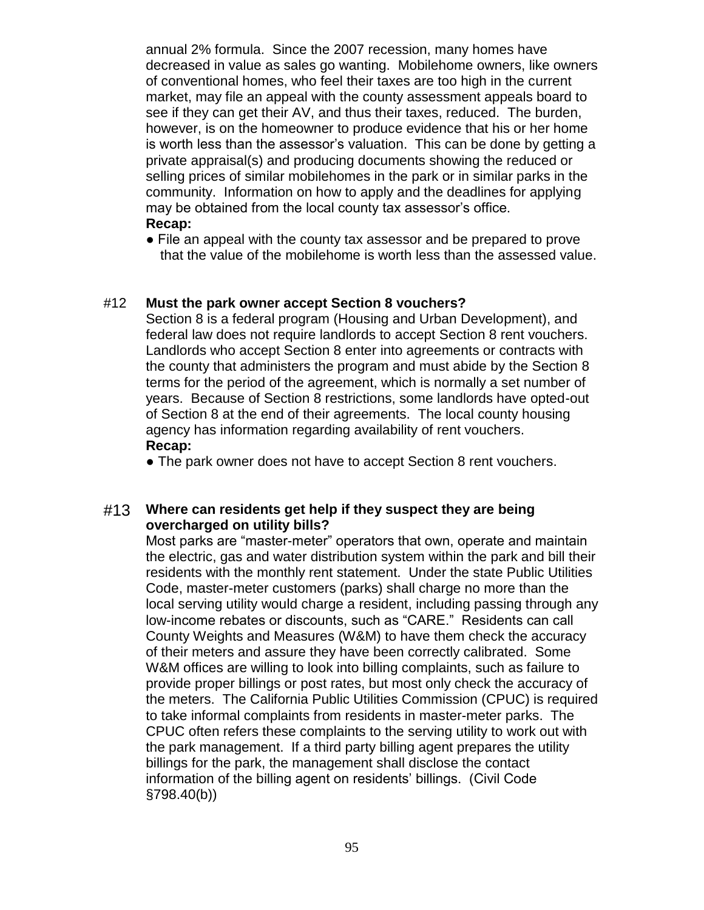annual 2% formula. Since the 2007 recession, many homes have decreased in value as sales go wanting. Mobilehome owners, like owners of conventional homes, who feel their taxes are too high in the current market, may file an appeal with the county assessment appeals board to see if they can get their AV, and thus their taxes, reduced. The burden, however, is on the homeowner to produce evidence that his or her home is worth less than the assessor's valuation. This can be done by getting a private appraisal(s) and producing documents showing the reduced or selling prices of similar mobilehomes in the park or in similar parks in the community. Information on how to apply and the deadlines for applying may be obtained from the local county tax assessor's office.

**Recap:**

- File an appeal with the county tax assessor and be prepared to prove that the value of the mobilehome is worth less than the assessed value.

#12 **Must the park owner accept Section 8 vouchers?**

Section 8 is a federal program (Housing and Urban Development), and federal law does not require landlords to accept Section 8 rent vouchers. Landlords who accept Section 8 enter into agreements or contracts with the county that administers the program and must abide by the Section 8 terms for the period of the agreement, which is normally a set number of years. Because of Section 8 restrictions, some landlords have opted-out of Section 8 at the end of their agreements. The local county housing agency has information regarding availability of rent vouchers.

**Recap:**

- The park owner does not have to accept Section 8 rent vouchers.

#13 **Where can residents get help if they suspect they are being overcharged on utility bills?**

Most parks are "master-meter" operators that own, operate and maintain the electric, gas and water distribution system within the park and bill their residents with the monthly rent statement. Under the state Public Utilities Code, master-meter customers (parks) shall charge no more than the local serving utility would charge a resident, including passing through any low-income rebates or discounts, such as "CARE." Residents can call County Weights and Measures (W&M) to have them check the accuracy of their meters and assure they have been correctly calibrated. Some W&M offices are willing to look into billing complaints, such as failure to provide proper billings or post rates, but most only check the accuracy of the meters. The California Public Utilities Commission (CPUC) is required to take informal complaints from residents in master-meter parks. The CPUC often refers these complaints to the serving utility to work out with the park management. If a third party billing agent prepares the utility billings for the park, the management shall disclose the contact information of the billing agent on residents' billings. (Civil Code §798.40(b))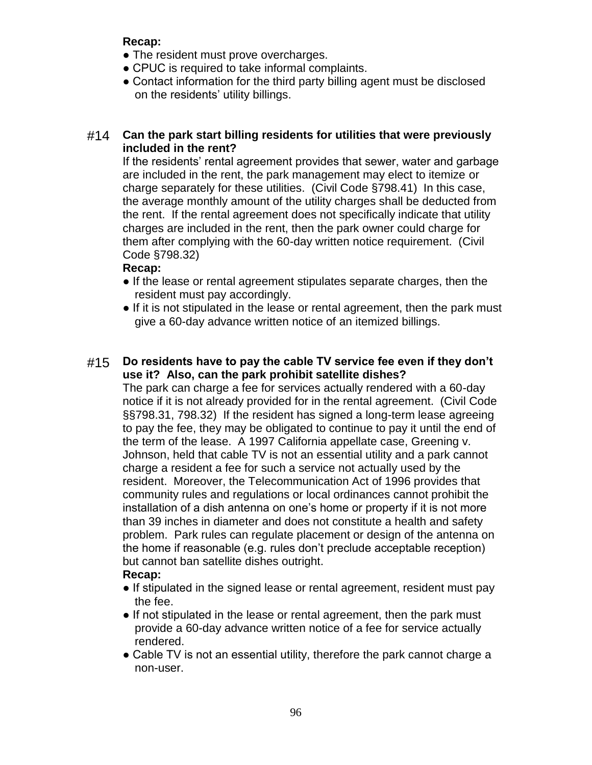**Recap:**

- The resident must prove overcharges.
- CPUC is required to take informal complaints.
- Contact information for the third party billing agent must be disclosed on the residents' utility billings.

#14 **Can the park start billing residents for utilities that were previously included in the rent?**

If the residents' rental agreement provides that sewer, water and garbage are included in the rent, the park management may elect to itemize or charge separately for these utilities. (Civil Code §798.41) In this case, the average monthly amount of the utility charges shall be deducted from the rent. If the rental agreement does not specifically indicate that utility charges are included in the rent, then the park owner could charge for them after complying with the 60-day written notice requirement. (Civil Code §798.32)

**Recap:**

- If the lease or rental agreement stipulates separate charges, then the resident must pay accordingly.
- If it is not stipulated in the lease or rental agreement, then the park must give a 60-day advance written notice of an itemized billings.

#15 **Do residents have to pay the cable TV service fee even if they don't use it? Also, can the park prohibit satellite dishes?**

The park can charge a fee for services actually rendered with a 60-day notice if it is not already provided for in the rental agreement. (Civil Code §§798.31, 798.32) If the resident has signed a long-term lease agreeing to pay the fee, they may be obligated to continue to pay it until the end of the term of the lease. A 1997 California appellate case, Greening v. Johnson, held that cable TV is not an essential utility and a park cannot charge a resident a fee for such a service not actually used by the resident. Moreover, the Telecommunication Act of 1996 provides that community rules and regulations or local ordinances cannot prohibit the installation of a dish antenna on one's home or property if it is not more than 39 inches in diameter and does not constitute a health and safety problem. Park rules can regulate placement or design of the antenna on the home if reasonable (e.g. rules don't preclude acceptable reception) but cannot ban satellite dishes outright.

**Recap:**

- If stipulated in the signed lease or rental agreement, resident must pay the fee.
- If not stipulated in the lease or rental agreement, then the park must provide a 60-day advance written notice of a fee for service actually rendered.
- Cable TV is not an essential utility, therefore the park cannot charge a non-user.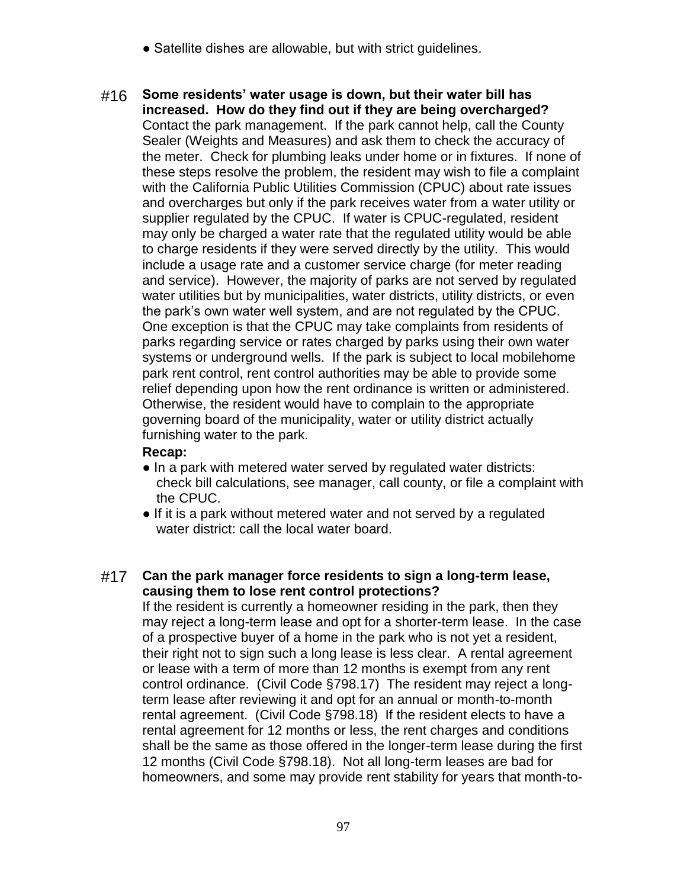- Satellite dishes are allowable, but with strict guidelines.

#16 **Some residents' water usage is down, but their water bill has increased. How do they find out if they are being overcharged?**

Contact the park management. If the park cannot help, call the County Sealer (Weights and Measures) and ask them to check the accuracy of the meter. Check for plumbing leaks under home or in fixtures. If none of these steps resolve the problem, the resident may wish to file a complaint with the California Public Utilities Commission (CPUC) about rate issues and overcharges but only if the park receives water from a water utility or supplier regulated by the CPUC. If water is CPUC-regulated, resident may only be charged a water rate that the regulated utility would be able to charge residents if they were served directly by the utility. This would include a usage rate and a customer service charge (for meter reading and service). However, the majority of parks are not served by regulated water utilities but by municipalities, water districts, utility districts, or even the park's own water well system, and are not regulated by the CPUC. One exception is that the CPUC may take complaints from residents of parks regarding service or rates charged by parks using their own water systems or underground wells. If the park is subject to local mobilehome park rent control, rent control authorities may be able to provide some relief depending upon how the rent ordinance is written or administered. Otherwise, the resident would have to complain to the appropriate governing board of the municipality, water or utility district actually furnishing water to the park.

**Recap:**

- In a park with metered water served by regulated water districts: check bill calculations, see manager, call county, or file a complaint with the CPUC.
- If it is a park without metered water and not served by a regulated water district: call the local water board.

#17 **Can the park manager force residents to sign a long-term lease, causing them to lose rent control protections?**

If the resident is currently a homeowner residing in the park, then they may reject a long-term lease and opt for a shorter-term lease. In the case of a prospective buyer of a home in the park who is not yet a resident, their right not to sign such a long lease is less clear. A rental agreement or lease with a term of more than 12 months is exempt from any rent control ordinance. (Civil Code §798.17) The resident may reject a long-term lease after reviewing it and opt for an annual or month-to-month rental agreement. (Civil Code §798.18) If the resident elects to have a rental agreement for 12 months or less, the rent charges and conditions shall be the same as those offered in the longer-term lease during the first 12 months (Civil Code §798.18). Not all long-term leases are bad for homeowners, and some may provide rent stability for years that month-to-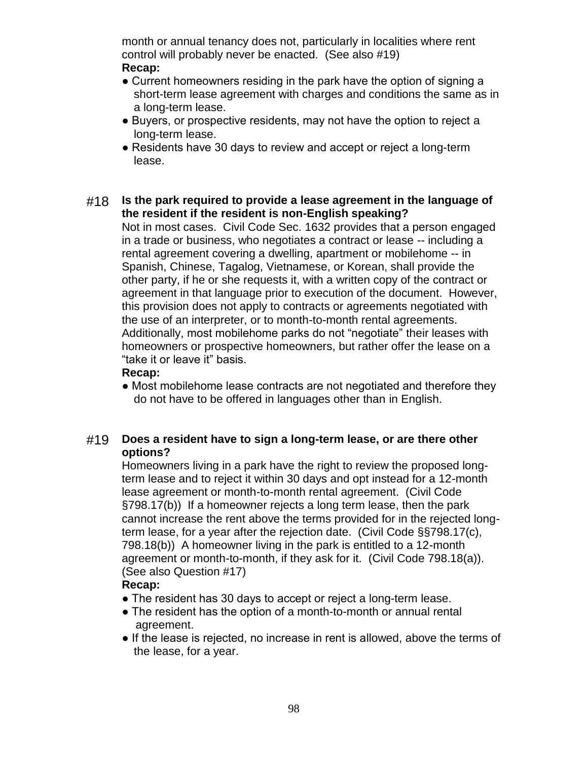month or annual tenancy does not, particularly in localities where rent control will probably never be enacted. (See also #19)

**Recap:**

- Current homeowners residing in the park have the option of signing a short-term lease agreement with charges and conditions the same as in a long-term lease.
- Buyers, or prospective residents, may not have the option to reject a long-term lease.
- Residents have 30 days to review and accept or reject a long-term lease.

#18 **Is the park required to provide a lease agreement in the language of the resident if the resident is non-English speaking?**

Not in most cases. Civil Code Sec. 1632 provides that a person engaged in a trade or business, who negotiates a contract or lease -- including a rental agreement covering a dwelling, apartment or mobilehome -- in Spanish, Chinese, Tagalog, Vietnamese, or Korean, shall provide the other party, if he or she requests it, with a written copy of the contract or agreement in that language prior to execution of the document. However, this provision does not apply to contracts or agreements negotiated with the use of an interpreter, or to month-to-month rental agreements. Additionally, most mobilehome parks do not "negotiate" their leases with homeowners or prospective homeowners, but rather offer the lease on a "take it or leave it" basis.

**Recap:**

- Most mobilehome lease contracts are not negotiated and therefore they do not have to be offered in languages other than in English.

#19 **Does a resident have to sign a long-term lease, or are there other options?**

Homeowners living in a park have the right to review the proposed long-term lease and to reject it within 30 days and opt instead for a 12-month lease agreement or month-to-month rental agreement. (Civil Code §798.17(b)) If a homeowner rejects a long term lease, then the park cannot increase the rent above the terms provided for in the rejected long-term lease, for a year after the rejection date. (Civil Code §§798.17(c), 798.18(b)) A homeowner living in the park is entitled to a 12-month agreement or month-to-month, if they ask for it. (Civil Code 798.18(a)). (See also Question #17)

**Recap:**

- The resident has 30 days to accept or reject a long-term lease.
- The resident has the option of a month-to-month or annual rental agreement.
- If the lease is rejected, no increase in rent is allowed, above the terms of the lease, for a year.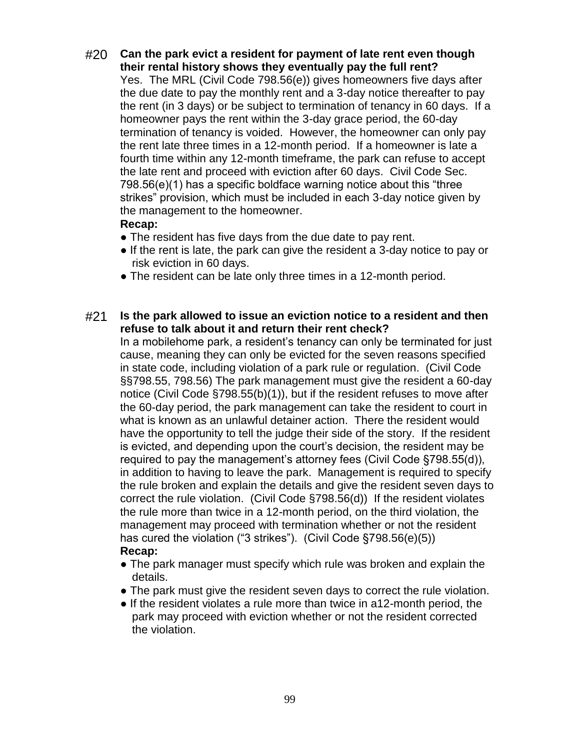#20 **Can the park evict a resident for payment of late rent even though their rental history shows they eventually pay the full rent?**

Yes. The MRL (Civil Code 798.56(e)) gives homeowners five days after the due date to pay the monthly rent and a 3-day notice thereafter to pay the rent (in 3 days) or be subject to termination of tenancy in 60 days. If a homeowner pays the rent within the 3-day grace period, the 60-day termination of tenancy is voided. However, the homeowner can only pay the rent late three times in a 12-month period. If a homeowner is late a fourth time within any 12-month timeframe, the park can refuse to accept the late rent and proceed with eviction after 60 days. Civil Code Sec. 798.56(e)(1) has a specific boldface warning notice about this "three strikes" provision, which must be included in each 3-day notice given by the management to the homeowner.

**Recap:**

- The resident has five days from the due date to pay rent.
- If the rent is late, the park can give the resident a 3-day notice to pay or risk eviction in 60 days.
- The resident can be late only three times in a 12-month period.

#21 **Is the park allowed to issue an eviction notice to a resident and then refuse to talk about it and return their rent check?**

In a mobilehome park, a resident's tenancy can only be terminated for just cause, meaning they can only be evicted for the seven reasons specified in state code, including violation of a park rule or regulation. (Civil Code §§798.55, 798.56) The park management must give the resident a 60-day notice (Civil Code §798.55(b)(1)), but if the resident refuses to move after the 60-day period, the park management can take the resident to court in what is known as an unlawful detainer action. There the resident would have the opportunity to tell the judge their side of the story. If the resident is evicted, and depending upon the court's decision, the resident may be required to pay the management's attorney fees (Civil Code §798.55(d)), in addition to having to leave the park. Management is required to specify the rule broken and explain the details and give the resident seven days to correct the rule violation. (Civil Code §798.56(d)) If the resident violates the rule more than twice in a 12-month period, on the third violation, the management may proceed with termination whether or not the resident has cured the violation ("3 strikes"). (Civil Code §798.56(e)(5))

**Recap:**

- The park manager must specify which rule was broken and explain the details.
- The park must give the resident seven days to correct the rule violation.
- If the resident violates a rule more than twice in a12-month period, the park may proceed with eviction whether or not the resident corrected the violation.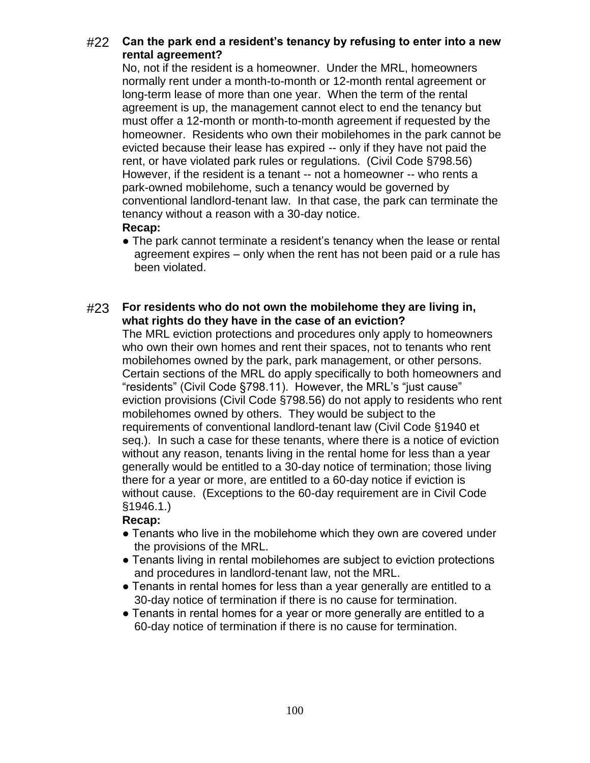### #22 **Can the park end a resident's tenancy by refusing to enter into a new rental agreement?**

No, not if the resident is a homeowner. Under the MRL, homeowners normally rent under a month-to-month or 12-month rental agreement or long-term lease of more than one year. When the term of the rental agreement is up, the management cannot elect to end the tenancy but must offer a 12-month or month-to-month agreement if requested by the homeowner. Residents who own their mobilehomes in the park cannot be evicted because their lease has expired -- only if they have not paid the rent, or have violated park rules or regulations. (Civil Code §798.56) However, if the resident is a tenant -- not a homeowner -- who rents a park-owned mobilehome, such a tenancy would be governed by conventional landlord-tenant law. In that case, the park can terminate the tenancy without a reason with a 30-day notice.

**Recap:**

- The park cannot terminate a resident's tenancy when the lease or rental agreement expires – only when the rent has not been paid or a rule has been violated.

### #23 **For residents who do not own the mobilehome they are living in, what rights do they have in the case of an eviction?**

The MRL eviction protections and procedures only apply to homeowners who own their own homes and rent their spaces, not to tenants who rent mobilehomes owned by the park, park management, or other persons. Certain sections of the MRL do apply specifically to both homeowners and "residents" (Civil Code §798.11). However, the MRL's "just cause" eviction provisions (Civil Code §798.56) do not apply to residents who rent mobilehomes owned by others. They would be subject to the requirements of conventional landlord-tenant law (Civil Code §1940 et seq.). In such a case for these tenants, where there is a notice of eviction without any reason, tenants living in the rental home for less than a year generally would be entitled to a 30-day notice of termination; those living there for a year or more, are entitled to a 60-day notice if eviction is without cause. (Exceptions to the 60-day requirement are in Civil Code §1946.1.)

**Recap:**

- Tenants who live in the mobilehome which they own are covered under the provisions of the MRL.
- Tenants living in rental mobilehomes are subject to eviction protections and procedures in landlord-tenant law, not the MRL.
- Tenants in rental homes for less than a year generally are entitled to a 30-day notice of termination if there is no cause for termination.
- Tenants in rental homes for a year or more generally are entitled to a 60-day notice of termination if there is no cause for termination.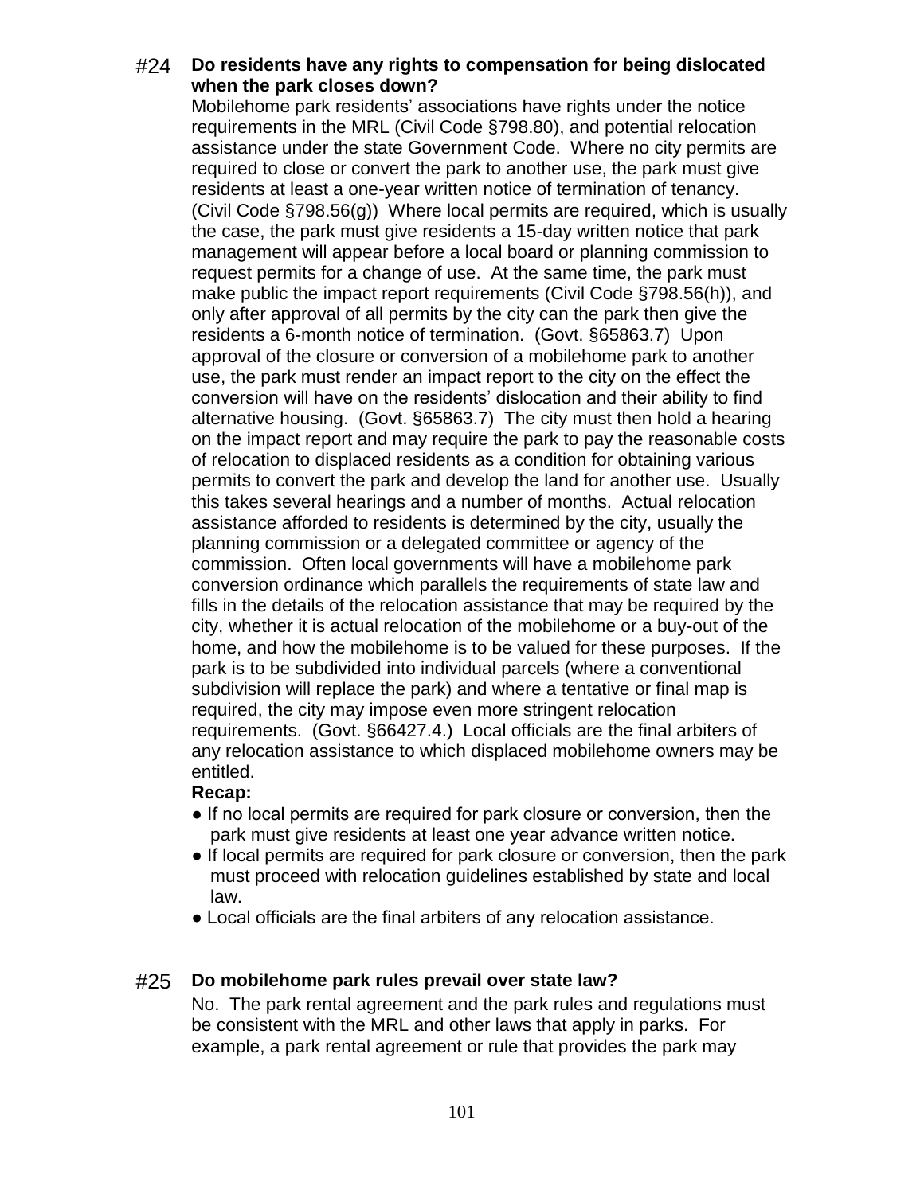### #24 Do residents have any rights to compensation for being dislocated when the park closes down?

Mobilehome park residents' associations have rights under the notice requirements in the MRL (Civil Code §798.80), and potential relocation assistance under the state Government Code. Where no city permits are required to close or convert the park to another use, the park must give residents at least a one-year written notice of termination of tenancy. (Civil Code §798.56(g)) Where local permits are required, which is usually the case, the park must give residents a 15-day written notice that park management will appear before a local board or planning commission to request permits for a change of use. At the same time, the park must make public the impact report requirements (Civil Code §798.56(h)), and only after approval of all permits by the city can the park then give the residents a 6-month notice of termination. (Govt. §65863.7) Upon approval of the closure or conversion of a mobilehome park to another use, the park must render an impact report to the city on the effect the conversion will have on the residents' dislocation and their ability to find alternative housing. (Govt. §65863.7) The city must then hold a hearing on the impact report and may require the park to pay the reasonable costs of relocation to displaced residents as a condition for obtaining various permits to convert the park and develop the land for another use. Usually this takes several hearings and a number of months. Actual relocation assistance afforded to residents is determined by the city, usually the planning commission or a delegated committee or agency of the commission. Often local governments will have a mobilehome park conversion ordinance which parallels the requirements of state law and fills in the details of the relocation assistance that may be required by the city, whether it is actual relocation of the mobilehome or a buy-out of the home, and how the mobilehome is to be valued for these purposes. If the park is to be subdivided into individual parcels (where a conventional subdivision will replace the park) and where a tentative or final map is required, the city may impose even more stringent relocation requirements. (Govt. §66427.4.) Local officials are the final arbiters of any relocation assistance to which displaced mobilehome owners may be entitled.

**Recap:**

- If no local permits are required for park closure or conversion, then the park must give residents at least one year advance written notice.
- If local permits are required for park closure or conversion, then the park must proceed with relocation guidelines established by state and local law.
- Local officials are the final arbiters of any relocation assistance.

### #25 Do mobilehome park rules prevail over state law?

No. The park rental agreement and the park rules and regulations must be consistent with the MRL and other laws that apply in parks. For example, a park rental agreement or rule that provides the park may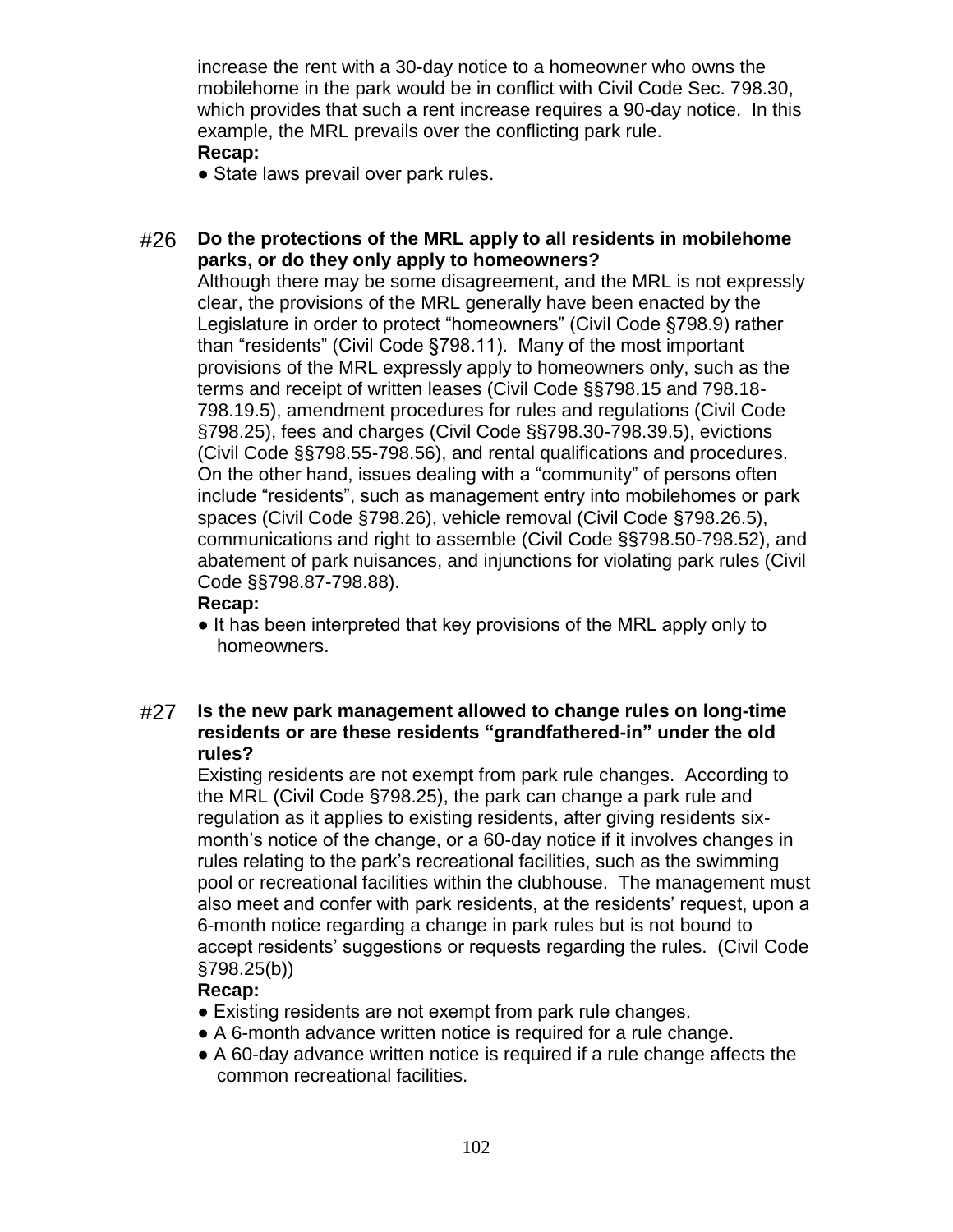increase the rent with a 30-day notice to a homeowner who owns the mobilehome in the park would be in conflict with Civil Code Sec. 798.30, which provides that such a rent increase requires a 90-day notice. In this example, the MRL prevails over the conflicting park rule.

**Recap:**

- State laws prevail over park rules.

#26 **Do the protections of the MRL apply to all residents in mobilehome parks, or do they only apply to homeowners?**

Although there may be some disagreement, and the MRL is not expressly clear, the provisions of the MRL generally have been enacted by the Legislature in order to protect "homeowners" (Civil Code §798.9) rather than "residents" (Civil Code §798.11). Many of the most important provisions of the MRL expressly apply to homeowners only, such as the terms and receipt of written leases (Civil Code §§798.15 and 798.18-798.19.5), amendment procedures for rules and regulations (Civil Code §798.25), fees and charges (Civil Code §§798.30-798.39.5), evictions (Civil Code §§798.55-798.56), and rental qualifications and procedures. On the other hand, issues dealing with a "community" of persons often include "residents", such as management entry into mobilehomes or park spaces (Civil Code §798.26), vehicle removal (Civil Code §798.26.5), communications and right to assemble (Civil Code §§798.50-798.52), and abatement of park nuisances, and injunctions for violating park rules (Civil Code §§798.87-798.88).

**Recap:**

- It has been interpreted that key provisions of the MRL apply only to homeowners.

#27 **Is the new park management allowed to change rules on long-time residents or are these residents "grandfathered-in" under the old rules?**

Existing residents are not exempt from park rule changes. According to the MRL (Civil Code §798.25), the park can change a park rule and regulation as it applies to existing residents, after giving residents six-month's notice of the change, or a 60-day notice if it involves changes in rules relating to the park's recreational facilities, such as the swimming pool or recreational facilities within the clubhouse. The management must also meet and confer with park residents, at the residents' request, upon a 6-month notice regarding a change in park rules but is not bound to accept residents' suggestions or requests regarding the rules. (Civil Code §798.25(b))

**Recap:**

- Existing residents are not exempt from park rule changes.
- A 6-month advance written notice is required for a rule change.
- A 60-day advance written notice is required if a rule change affects the common recreational facilities.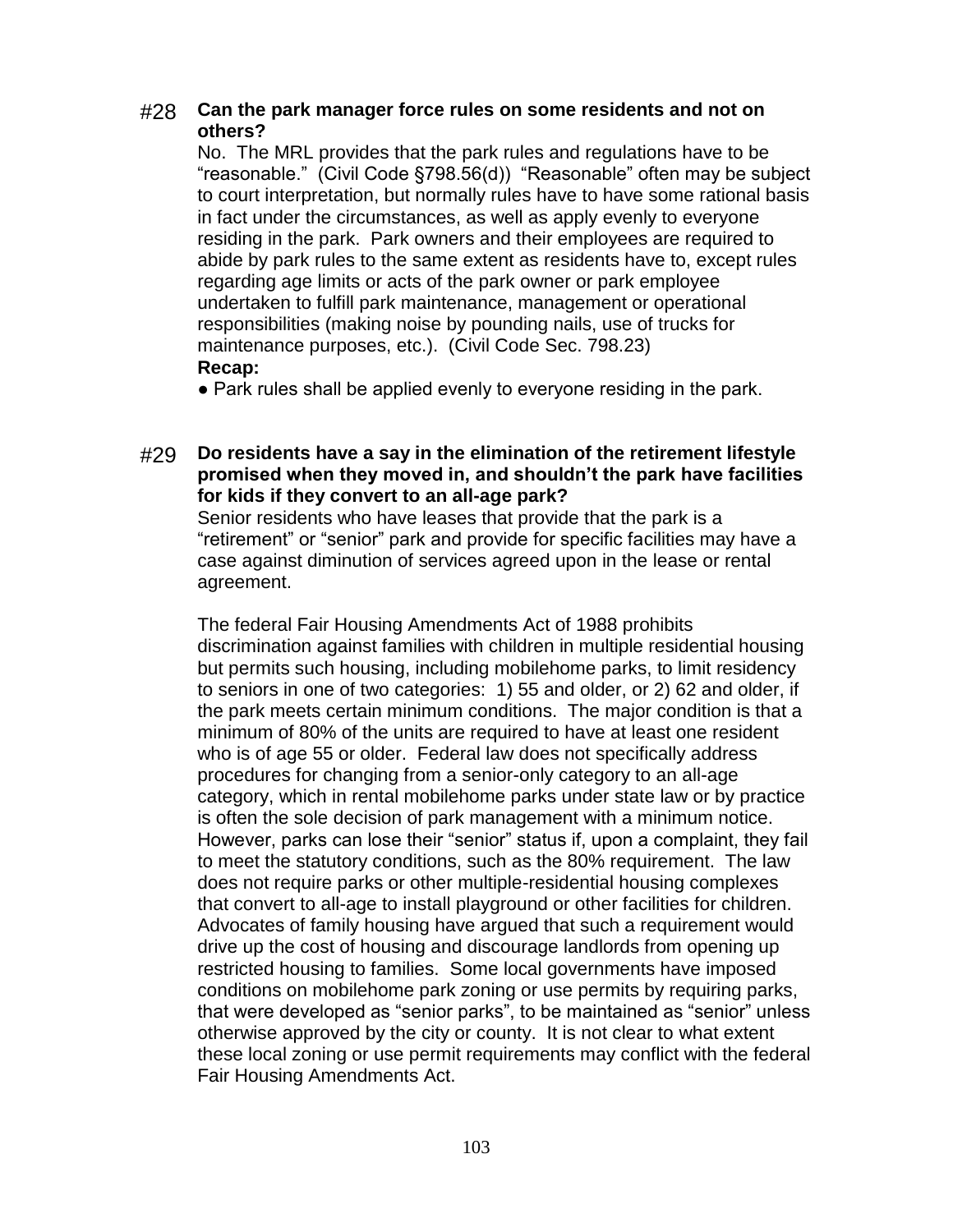### #28 Can the park manager force rules on some residents and not on others?

No. The MRL provides that the park rules and regulations have to be "reasonable." (Civil Code §798.56(d)) "Reasonable" often may be subject to court interpretation, but normally rules have to have some rational basis in fact under the circumstances, as well as apply evenly to everyone residing in the park. Park owners and their employees are required to abide by park rules to the same extent as residents have to, except rules regarding age limits or acts of the park owner or park employee undertaken to fulfill park maintenance, management or operational responsibilities (making noise by pounding nails, use of trucks for maintenance purposes, etc.). (Civil Code Sec. 798.23)

**Recap:**

● Park rules shall be applied evenly to everyone residing in the park.

### #29 Do residents have a say in the elimination of the retirement lifestyle promised when they moved in, and shouldn't the park have facilities for kids if they convert to an all-age park?

Senior residents who have leases that provide that the park is a "retirement" or "senior" park and provide for specific facilities may have a case against diminution of services agreed upon in the lease or rental agreement.

The federal Fair Housing Amendments Act of 1988 prohibits discrimination against families with children in multiple residential housing but permits such housing, including mobilehome parks, to limit residency to seniors in one of two categories: 1) 55 and older, or 2) 62 and older, if the park meets certain minimum conditions. The major condition is that a minimum of 80% of the units are required to have at least one resident who is of age 55 or older. Federal law does not specifically address procedures for changing from a senior-only category to an all-age category, which in rental mobilehome parks under state law or by practice is often the sole decision of park management with a minimum notice. However, parks can lose their "senior" status if, upon a complaint, they fail to meet the statutory conditions, such as the 80% requirement. The law does not require parks or other multiple-residential housing complexes that convert to all-age to install playground or other facilities for children. Advocates of family housing have argued that such a requirement would drive up the cost of housing and discourage landlords from opening up restricted housing to families. Some local governments have imposed conditions on mobilehome park zoning or use permits by requiring parks, that were developed as "senior parks", to be maintained as "senior" unless otherwise approved by the city or county. It is not clear to what extent these local zoning or use permit requirements may conflict with the federal Fair Housing Amendments Act.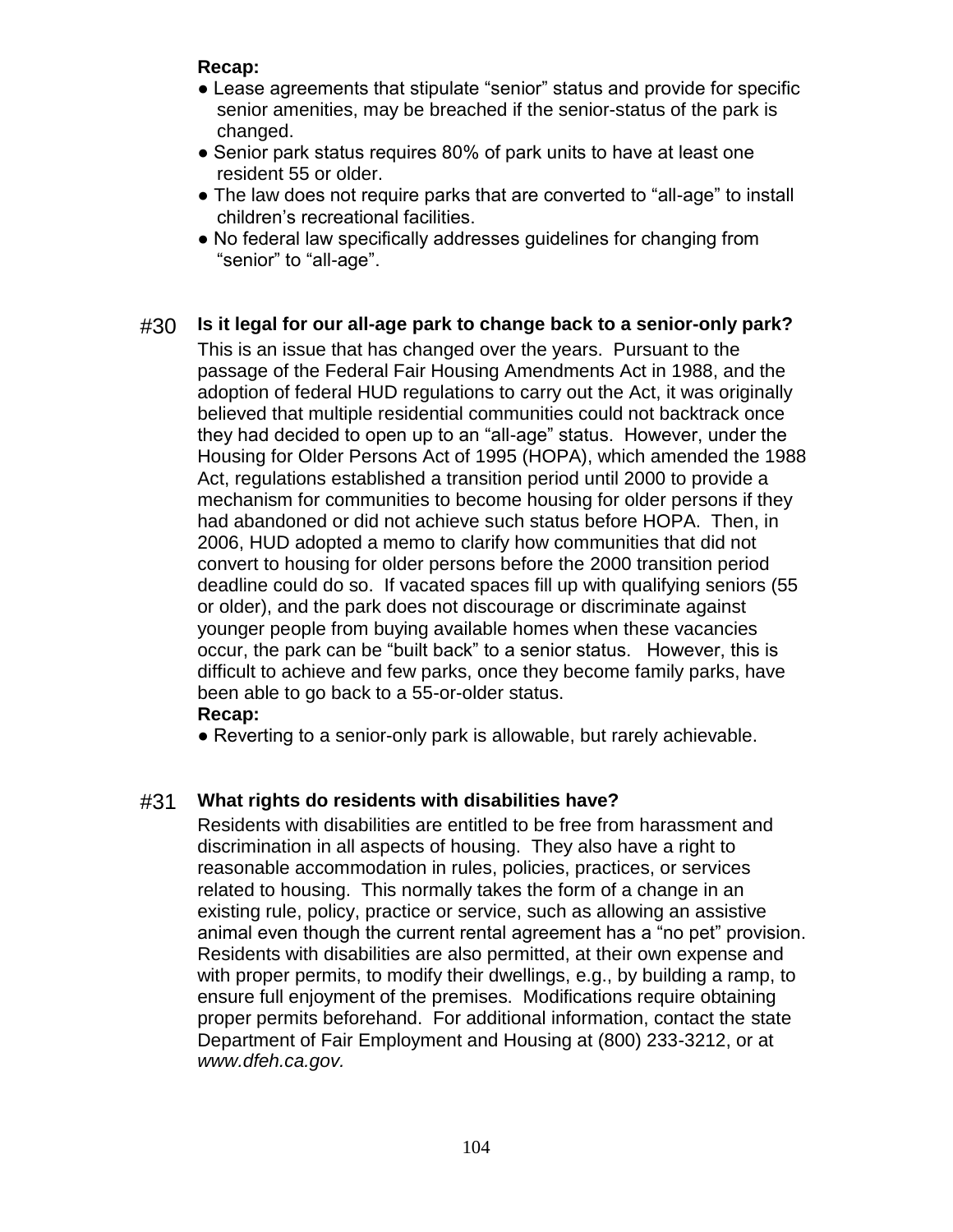**Recap:**

- Lease agreements that stipulate “senior” status and provide for specific senior amenities, may be breached if the senior-status of the park is changed.
- Senior park status requires 80% of park units to have at least one resident 55 or older.
- The law does not require parks that are converted to “all-age” to install children’s recreational facilities.
- No federal law specifically addresses guidelines for changing from “senior” to “all-age”.

#30 **Is it legal for our all-age park to change back to a senior-only park?**

This is an issue that has changed over the years. Pursuant to the passage of the Federal Fair Housing Amendments Act in 1988, and the adoption of federal HUD regulations to carry out the Act, it was originally believed that multiple residential communities could not backtrack once they had decided to open up to an “all-age” status. However, under the Housing for Older Persons Act of 1995 (HOPA), which amended the 1988 Act, regulations established a transition period until 2000 to provide a mechanism for communities to become housing for older persons if they had abandoned or did not achieve such status before HOPA. Then, in 2006, HUD adopted a memo to clarify how communities that did not convert to housing for older persons before the 2000 transition period deadline could do so. If vacated spaces fill up with qualifying seniors (55 or older), and the park does not discourage or discriminate against younger people from buying available homes when these vacancies occur, the park can be “built back” to a senior status. However, this is difficult to achieve and few parks, once they become family parks, have been able to go back to a 55-or-older status.

**Recap:**

- Reverting to a senior-only park is allowable, but rarely achievable.

#31 **What rights do residents with disabilities have?**

Residents with disabilities are entitled to be free from harassment and discrimination in all aspects of housing. They also have a right to reasonable accommodation in rules, policies, practices, or services related to housing. This normally takes the form of a change in an existing rule, policy, practice or service, such as allowing an assistive animal even though the current rental agreement has a “no pet” provision. Residents with disabilities are also permitted, at their own expense and with proper permits, to modify their dwellings, e.g., by building a ramp, to ensure full enjoyment of the premises. Modifications require obtaining proper permits beforehand. For additional information, contact the state Department of Fair Employment and Housing at (800) 233-3212, or at *www.dfeh.ca.gov.*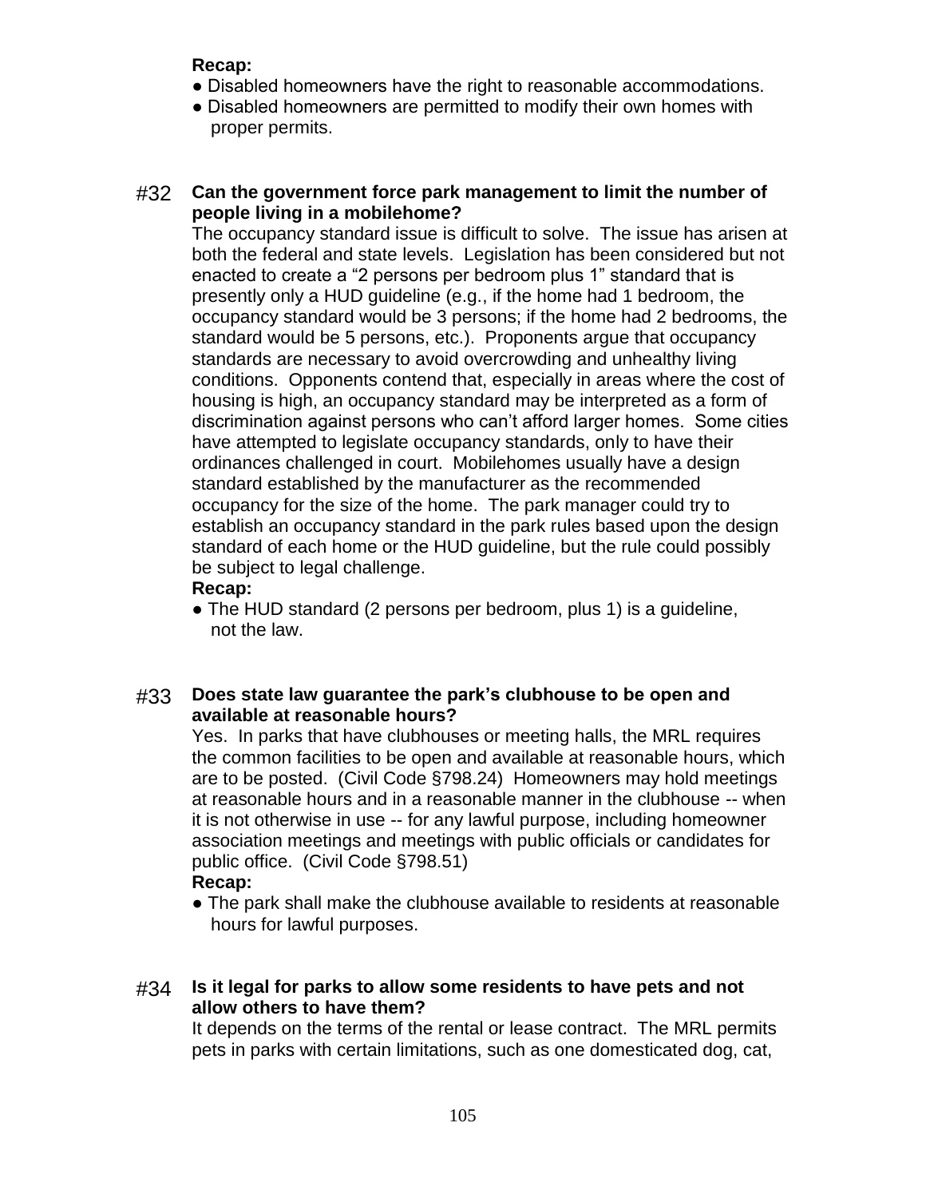**Recap:**

- Disabled homeowners have the right to reasonable accommodations.
- Disabled homeowners are permitted to modify their own homes with proper permits.

#32 **Can the government force park management to limit the number of people living in a mobilehome?**

The occupancy standard issue is difficult to solve. The issue has arisen at both the federal and state levels. Legislation has been considered but not enacted to create a "2 persons per bedroom plus 1" standard that is presently only a HUD guideline (e.g., if the home had 1 bedroom, the occupancy standard would be 3 persons; if the home had 2 bedrooms, the standard would be 5 persons, etc.). Proponents argue that occupancy standards are necessary to avoid overcrowding and unhealthy living conditions. Opponents contend that, especially in areas where the cost of housing is high, an occupancy standard may be interpreted as a form of discrimination against persons who can't afford larger homes. Some cities have attempted to legislate occupancy standards, only to have their ordinances challenged in court. Mobilehomes usually have a design standard established by the manufacturer as the recommended occupancy for the size of the home. The park manager could try to establish an occupancy standard in the park rules based upon the design standard of each home or the HUD guideline, but the rule could possibly be subject to legal challenge.

**Recap:**

- The HUD standard (2 persons per bedroom, plus 1) is a guideline, not the law.

#33 **Does state law guarantee the park's clubhouse to be open and available at reasonable hours?**

Yes. In parks that have clubhouses or meeting halls, the MRL requires the common facilities to be open and available at reasonable hours, which are to be posted. (Civil Code §798.24) Homeowners may hold meetings at reasonable hours and in a reasonable manner in the clubhouse -- when it is not otherwise in use -- for any lawful purpose, including homeowner association meetings and meetings with public officials or candidates for public office. (Civil Code §798.51)

**Recap:**

- The park shall make the clubhouse available to residents at reasonable hours for lawful purposes.

#34 **Is it legal for parks to allow some residents to have pets and not allow others to have them?**

It depends on the terms of the rental or lease contract. The MRL permits pets in parks with certain limitations, such as one domesticated dog, cat,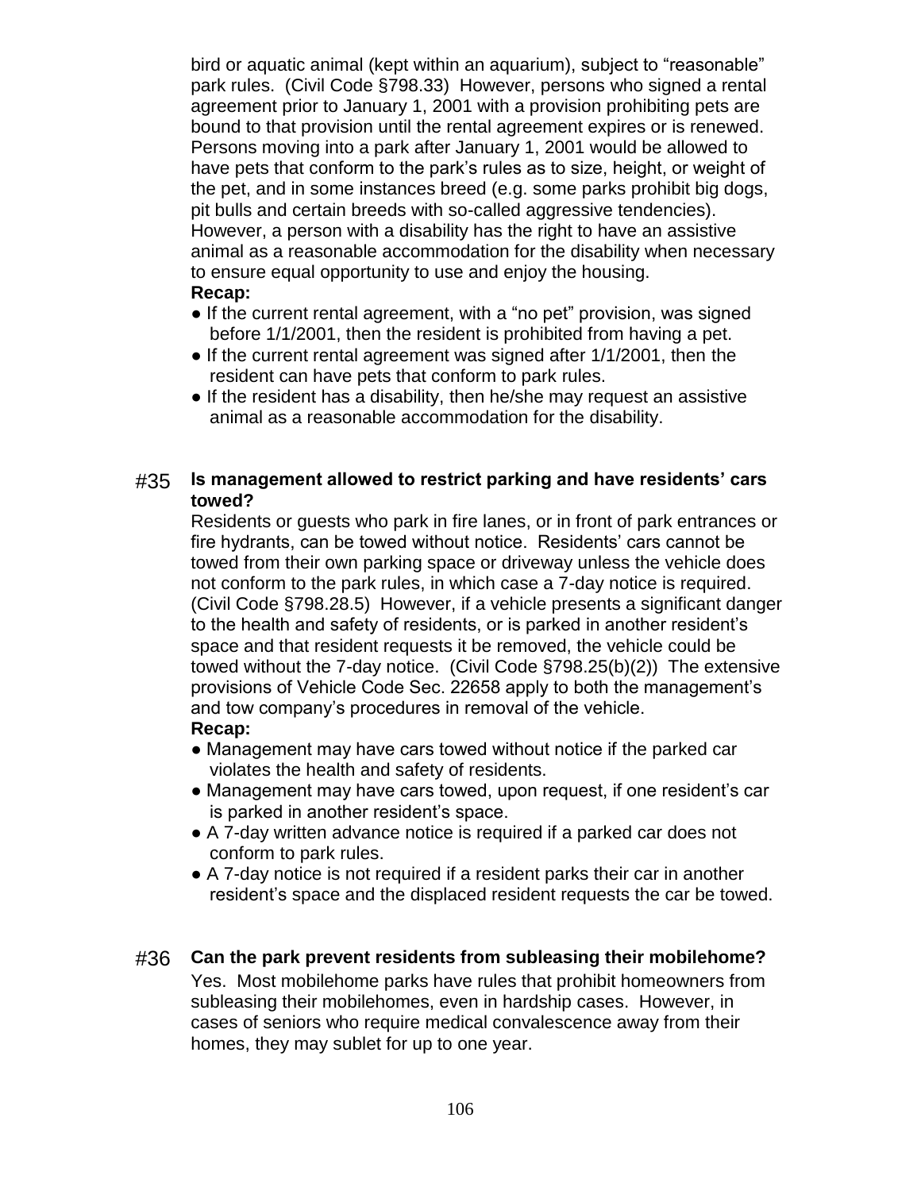bird or aquatic animal (kept within an aquarium), subject to "reasonable" park rules. (Civil Code §798.33) However, persons who signed a rental agreement prior to January 1, 2001 with a provision prohibiting pets are bound to that provision until the rental agreement expires or is renewed. Persons moving into a park after January 1, 2001 would be allowed to have pets that conform to the park's rules as to size, height, or weight of the pet, and in some instances breed (e.g. some parks prohibit big dogs, pit bulls and certain breeds with so-called aggressive tendencies). However, a person with a disability has the right to have an assistive animal as a reasonable accommodation for the disability when necessary to ensure equal opportunity to use and enjoy the housing.

**Recap:**

- If the current rental agreement, with a "no pet" provision, was signed before 1/1/2001, then the resident is prohibited from having a pet.
- If the current rental agreement was signed after 1/1/2001, then the resident can have pets that conform to park rules.
- If the resident has a disability, then he/she may request an assistive animal as a reasonable accommodation for the disability.

## #35 Is management allowed to restrict parking and have residents' cars towed?

Residents or guests who park in fire lanes, or in front of park entrances or fire hydrants, can be towed without notice. Residents' cars cannot be towed from their own parking space or driveway unless the vehicle does not conform to the park rules, in which case a 7-day notice is required. (Civil Code §798.28.5) However, if a vehicle presents a significant danger to the health and safety of residents, or is parked in another resident's space and that resident requests it be removed, the vehicle could be towed without the 7-day notice. (Civil Code §798.25(b)(2)) The extensive provisions of Vehicle Code Sec. 22658 apply to both the management's and tow company's procedures in removal of the vehicle.

**Recap:**

- Management may have cars towed without notice if the parked car violates the health and safety of residents.
- Management may have cars towed, upon request, if one resident's car is parked in another resident's space.
- A 7-day written advance notice is required if a parked car does not conform to park rules.
- A 7-day notice is not required if a resident parks their car in another resident's space and the displaced resident requests the car be towed.

## #36 Can the park prevent residents from subleasing their mobilehome?

Yes. Most mobilehome parks have rules that prohibit homeowners from subleasing their mobilehomes, even in hardship cases. However, in cases of seniors who require medical convalescence away from their homes, they may sublet for up to one year.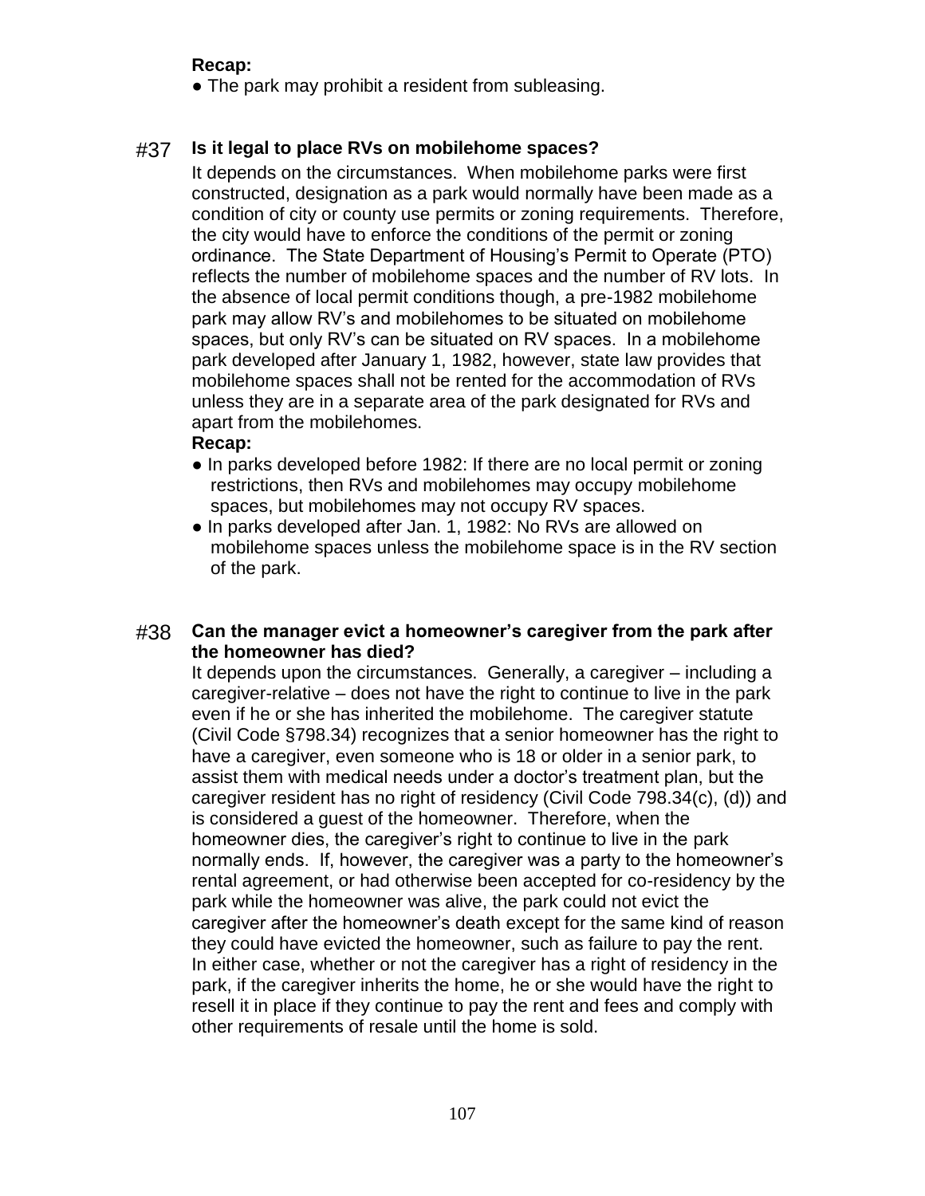**Recap:**

● The park may prohibit a resident from subleasing.

## #37 Is it legal to place RVs on mobilehome spaces?

It depends on the circumstances. When mobilehome parks were first constructed, designation as a park would normally have been made as a condition of city or county use permits or zoning requirements. Therefore, the city would have to enforce the conditions of the permit or zoning ordinance. The State Department of Housing's Permit to Operate (PTO) reflects the number of mobilehome spaces and the number of RV lots. In the absence of local permit conditions though, a pre-1982 mobilehome park may allow RV's and mobilehomes to be situated on mobilehome spaces, but only RV's can be situated on RV spaces. In a mobilehome park developed after January 1, 1982, however, state law provides that mobilehome spaces shall not be rented for the accommodation of RVs unless they are in a separate area of the park designated for RVs and apart from the mobilehomes.

**Recap:**

● In parks developed before 1982: If there are no local permit or zoning restrictions, then RVs and mobilehomes may occupy mobilehome spaces, but mobilehomes may not occupy RV spaces.

● In parks developed after Jan. 1, 1982: No RVs are allowed on mobilehome spaces unless the mobilehome space is in the RV section of the park.

## #38 Can the manager evict a homeowner's caregiver from the park after the homeowner has died?

It depends upon the circumstances. Generally, a caregiver – including a caregiver-relative – does not have the right to continue to live in the park even if he or she has inherited the mobilehome. The caregiver statute (Civil Code §798.34) recognizes that a senior homeowner has the right to have a caregiver, even someone who is 18 or older in a senior park, to assist them with medical needs under a doctor's treatment plan, but the caregiver resident has no right of residency (Civil Code 798.34(c), (d)) and is considered a guest of the homeowner. Therefore, when the homeowner dies, the caregiver's right to continue to live in the park normally ends. If, however, the caregiver was a party to the homeowner's rental agreement, or had otherwise been accepted for co-residency by the park while the homeowner was alive, the park could not evict the caregiver after the homeowner's death except for the same kind of reason they could have evicted the homeowner, such as failure to pay the rent. In either case, whether or not the caregiver has a right of residency in the park, if the caregiver inherits the home, he or she would have the right to resell it in place if they continue to pay the rent and fees and comply with other requirements of resale until the home is sold.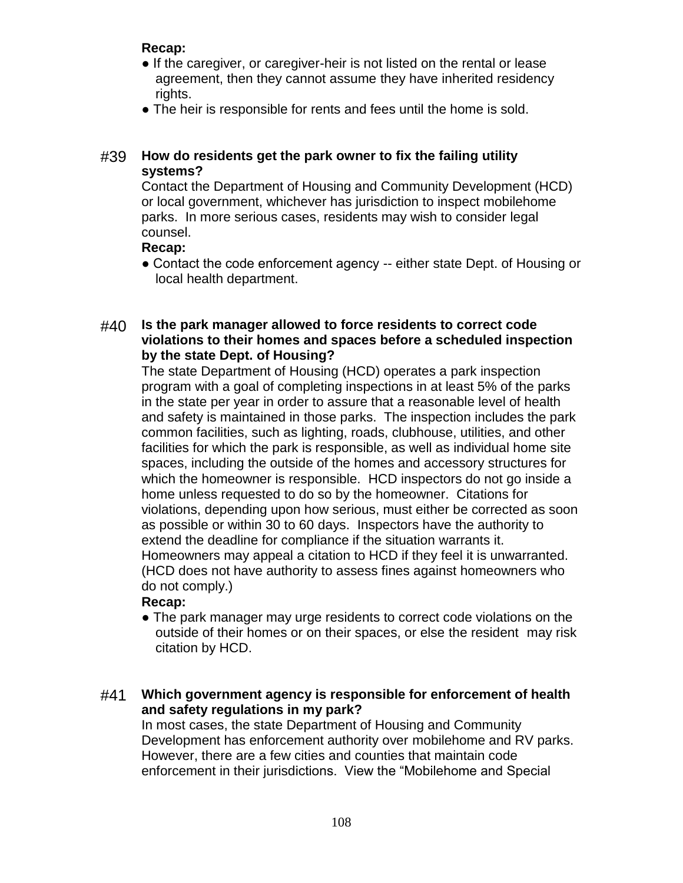**Recap:**

- If the caregiver, or caregiver-heir is not listed on the rental or lease agreement, then they cannot assume they have inherited residency rights.
- The heir is responsible for rents and fees until the home is sold.

#39 **How do residents get the park owner to fix the failing utility systems?**

Contact the Department of Housing and Community Development (HCD) or local government, whichever has jurisdiction to inspect mobilehome parks. In more serious cases, residents may wish to consider legal counsel.

**Recap:**

- Contact the code enforcement agency -- either state Dept. of Housing or local health department.

#40 **Is the park manager allowed to force residents to correct code violations to their homes and spaces before a scheduled inspection by the state Dept. of Housing?**

The state Department of Housing (HCD) operates a park inspection program with a goal of completing inspections in at least 5% of the parks in the state per year in order to assure that a reasonable level of health and safety is maintained in those parks. The inspection includes the park common facilities, such as lighting, roads, clubhouse, utilities, and other facilities for which the park is responsible, as well as individual home site spaces, including the outside of the homes and accessory structures for which the homeowner is responsible. HCD inspectors do not go inside a home unless requested to do so by the homeowner. Citations for violations, depending upon how serious, must either be corrected as soon as possible or within 30 to 60 days. Inspectors have the authority to extend the deadline for compliance if the situation warrants it. Homeowners may appeal a citation to HCD if they feel it is unwarranted. (HCD does not have authority to assess fines against homeowners who do not comply.)

**Recap:**

- The park manager may urge residents to correct code violations on the outside of their homes or on their spaces, or else the resident may risk citation by HCD.

#41 **Which government agency is responsible for enforcement of health and safety regulations in my park?**

In most cases, the state Department of Housing and Community Development has enforcement authority over mobilehome and RV parks. However, there are a few cities and counties that maintain code enforcement in their jurisdictions. View the "Mobilehome and Special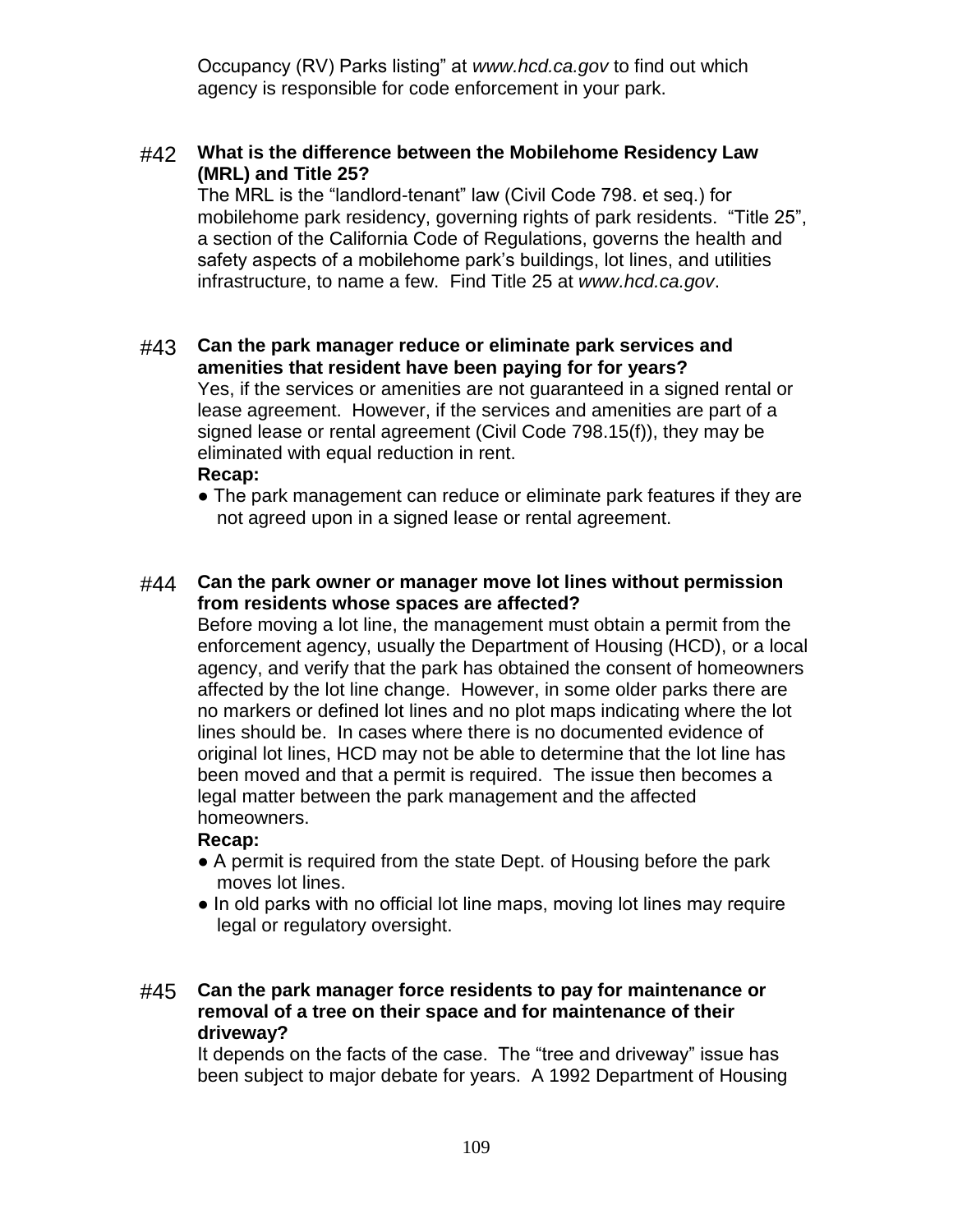Occupancy (RV) Parks listing" at *www.hcd.ca.gov* to find out which agency is responsible for code enforcement in your park.

#42 **What is the difference between the Mobilehome Residency Law (MRL) and Title 25?**

The MRL is the "landlord-tenant" law (Civil Code 798. et seq.) for mobilehome park residency, governing rights of park residents. "Title 25", a section of the California Code of Regulations, governs the health and safety aspects of a mobilehome park's buildings, lot lines, and utilities infrastructure, to name a few. Find Title 25 at *www.hcd.ca.gov*.

#43 **Can the park manager reduce or eliminate park services and amenities that resident have been paying for for years?**

Yes, if the services or amenities are not guaranteed in a signed rental or lease agreement. However, if the services and amenities are part of a signed lease or rental agreement (Civil Code 798.15(f)), they may be eliminated with equal reduction in rent.

**Recap:**

- The park management can reduce or eliminate park features if they are not agreed upon in a signed lease or rental agreement.

#44 **Can the park owner or manager move lot lines without permission from residents whose spaces are affected?**

Before moving a lot line, the management must obtain a permit from the enforcement agency, usually the Department of Housing (HCD), or a local agency, and verify that the park has obtained the consent of homeowners affected by the lot line change. However, in some older parks there are no markers or defined lot lines and no plot maps indicating where the lot lines should be. In cases where there is no documented evidence of original lot lines, HCD may not be able to determine that the lot line has been moved and that a permit is required. The issue then becomes a legal matter between the park management and the affected homeowners.

**Recap:**

- A permit is required from the state Dept. of Housing before the park moves lot lines.
- In old parks with no official lot line maps, moving lot lines may require legal or regulatory oversight.

#45 **Can the park manager force residents to pay for maintenance or removal of a tree on their space and for maintenance of their driveway?**

It depends on the facts of the case. The "tree and driveway" issue has been subject to major debate for years. A 1992 Department of Housing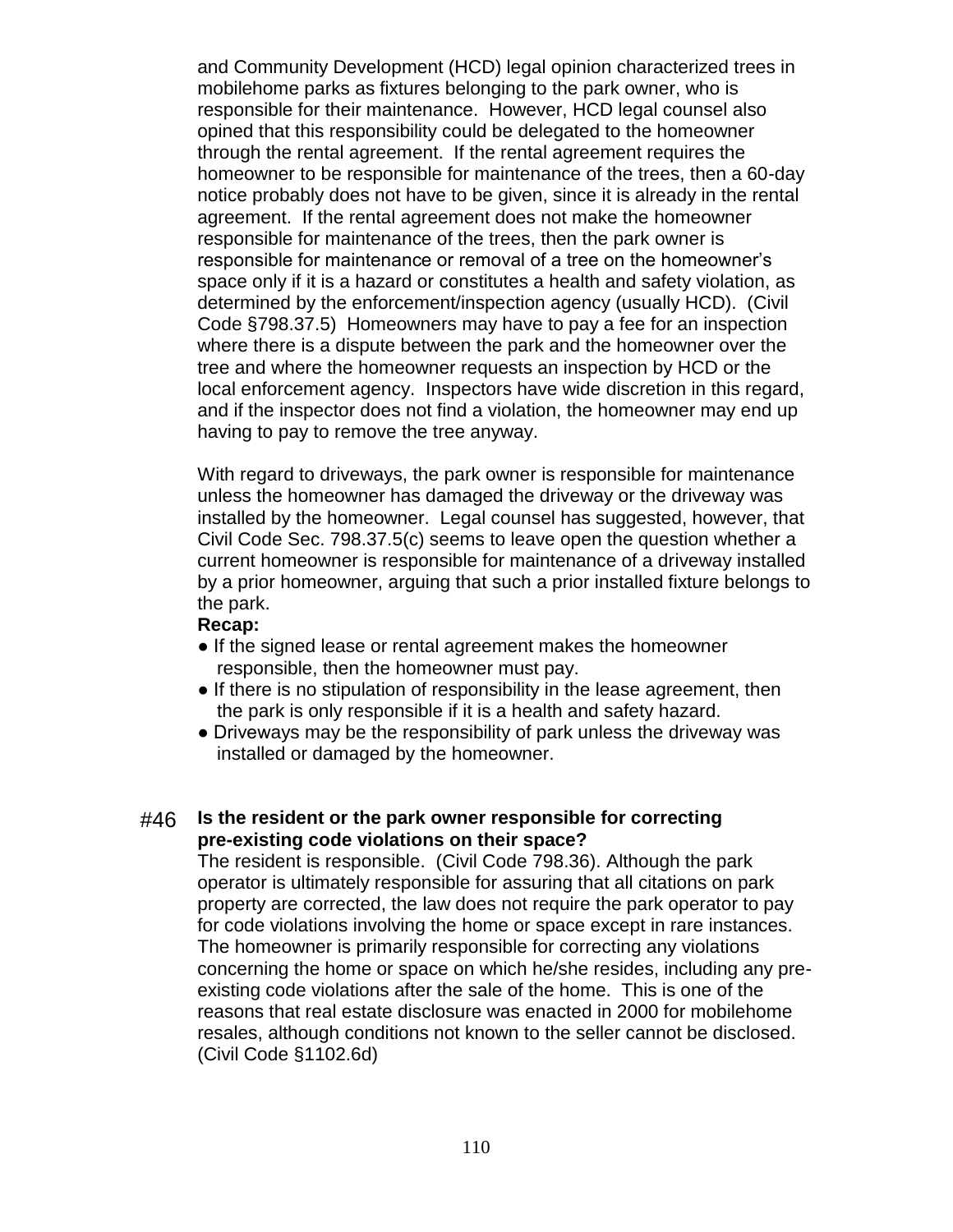and Community Development (HCD) legal opinion characterized trees in mobilehome parks as fixtures belonging to the park owner, who is responsible for their maintenance. However, HCD legal counsel also opined that this responsibility could be delegated to the homeowner through the rental agreement. If the rental agreement requires the homeowner to be responsible for maintenance of the trees, then a 60-day notice probably does not have to be given, since it is already in the rental agreement. If the rental agreement does not make the homeowner responsible for maintenance of the trees, then the park owner is responsible for maintenance or removal of a tree on the homeowner's space only if it is a hazard or constitutes a health and safety violation, as determined by the enforcement/inspection agency (usually HCD). (Civil Code §798.37.5) Homeowners may have to pay a fee for an inspection where there is a dispute between the park and the homeowner over the tree and where the homeowner requests an inspection by HCD or the local enforcement agency. Inspectors have wide discretion in this regard, and if the inspector does not find a violation, the homeowner may end up having to pay to remove the tree anyway.

With regard to driveways, the park owner is responsible for maintenance unless the homeowner has damaged the driveway or the driveway was installed by the homeowner. Legal counsel has suggested, however, that Civil Code Sec. 798.37.5(c) seems to leave open the question whether a current homeowner is responsible for maintenance of a driveway installed by a prior homeowner, arguing that such a prior installed fixture belongs to the park.

**Recap:**

- If the signed lease or rental agreement makes the homeowner responsible, then the homeowner must pay.
- If there is no stipulation of responsibility in the lease agreement, then the park is only responsible if it is a health and safety hazard.
- Driveways may be the responsibility of park unless the driveway was installed or damaged by the homeowner.

#46 **Is the resident or the park owner responsible for correcting pre-existing code violations on their space?**

The resident is responsible. (Civil Code 798.36). Although the park operator is ultimately responsible for assuring that all citations on park property are corrected, the law does not require the park operator to pay for code violations involving the home or space except in rare instances. The homeowner is primarily responsible for correcting any violations concerning the home or space on which he/she resides, including any pre-existing code violations after the sale of the home. This is one of the reasons that real estate disclosure was enacted in 2000 for mobilehome resales, although conditions not known to the seller cannot be disclosed. (Civil Code §1102.6d)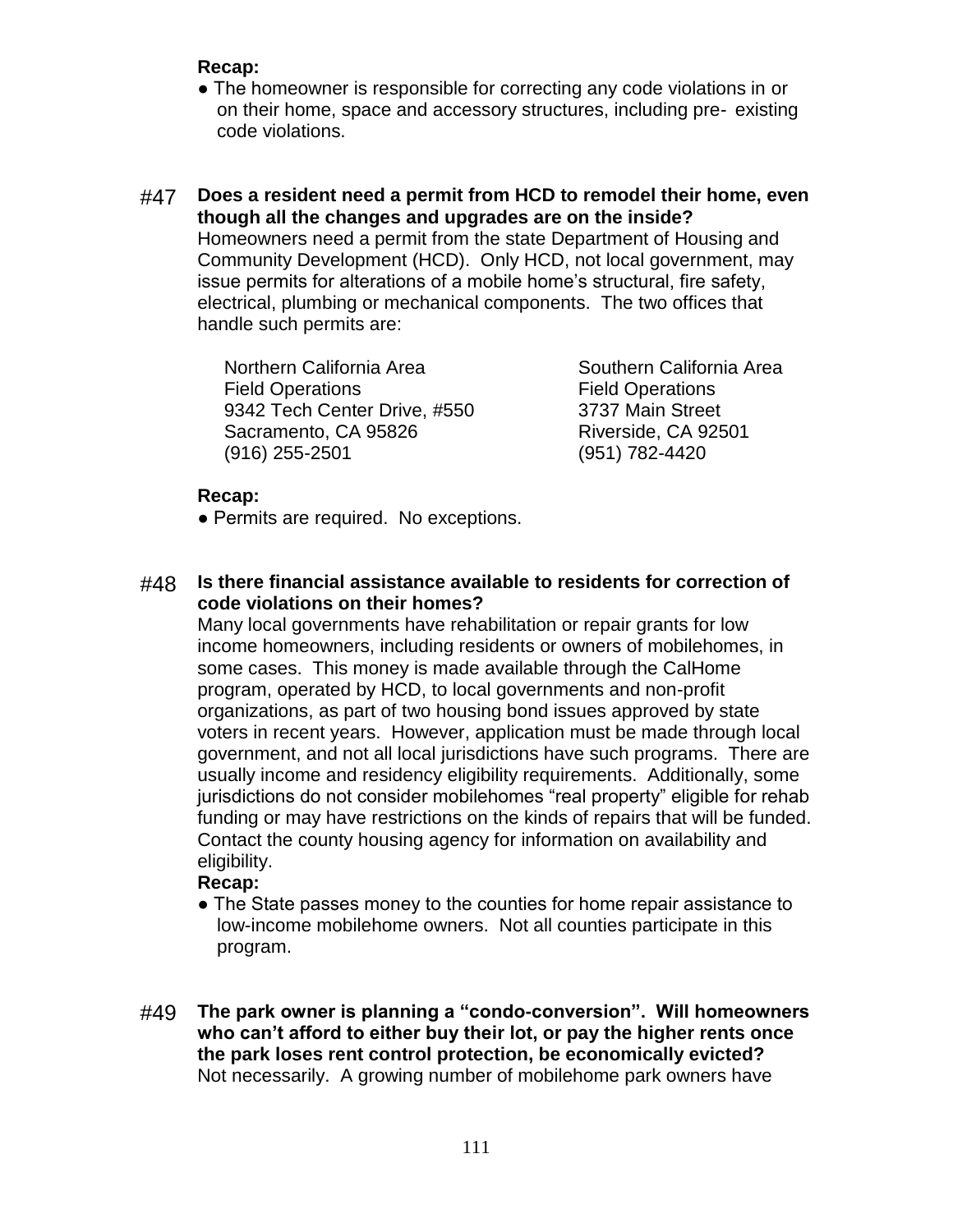**Recap:**

● The homeowner is responsible for correcting any code violations in or on their home, space and accessory structures, including pre- existing code violations.

#47 **Does a resident need a permit from HCD to remodel their home, even though all the changes and upgrades are on the inside?**

Homeowners need a permit from the state Department of Housing and Community Development (HCD). Only HCD, not local government, may issue permits for alterations of a mobile home's structural, fire safety, electrical, plumbing or mechanical components. The two offices that handle such permits are:

Northern California Area
Field Operations
9342 Tech Center Drive, #550
Sacramento, CA 95826
(916) 255-2501

Southern California Area
Field Operations
3737 Main Street
Riverside, CA 92501
(951) 782-4420

**Recap:**

● Permits are required. No exceptions.

#48 **Is there financial assistance available to residents for correction of code violations on their homes?**

Many local governments have rehabilitation or repair grants for low income homeowners, including residents or owners of mobilehomes, in some cases. This money is made available through the CalHome program, operated by HCD, to local governments and non-profit organizations, as part of two housing bond issues approved by state voters in recent years. However, application must be made through local government, and not all local jurisdictions have such programs. There are usually income and residency eligibility requirements. Additionally, some jurisdictions do not consider mobilehomes "real property" eligible for rehab funding or may have restrictions on the kinds of repairs that will be funded. Contact the county housing agency for information on availability and eligibility.

**Recap:**

● The State passes money to the counties for home repair assistance to low-income mobilehome owners. Not all counties participate in this program.

#49 **The park owner is planning a "condo-conversion". Will homeowners who can't afford to either buy their lot, or pay the higher rents once the park loses rent control protection, be economically evicted?**

Not necessarily. A growing number of mobilehome park owners have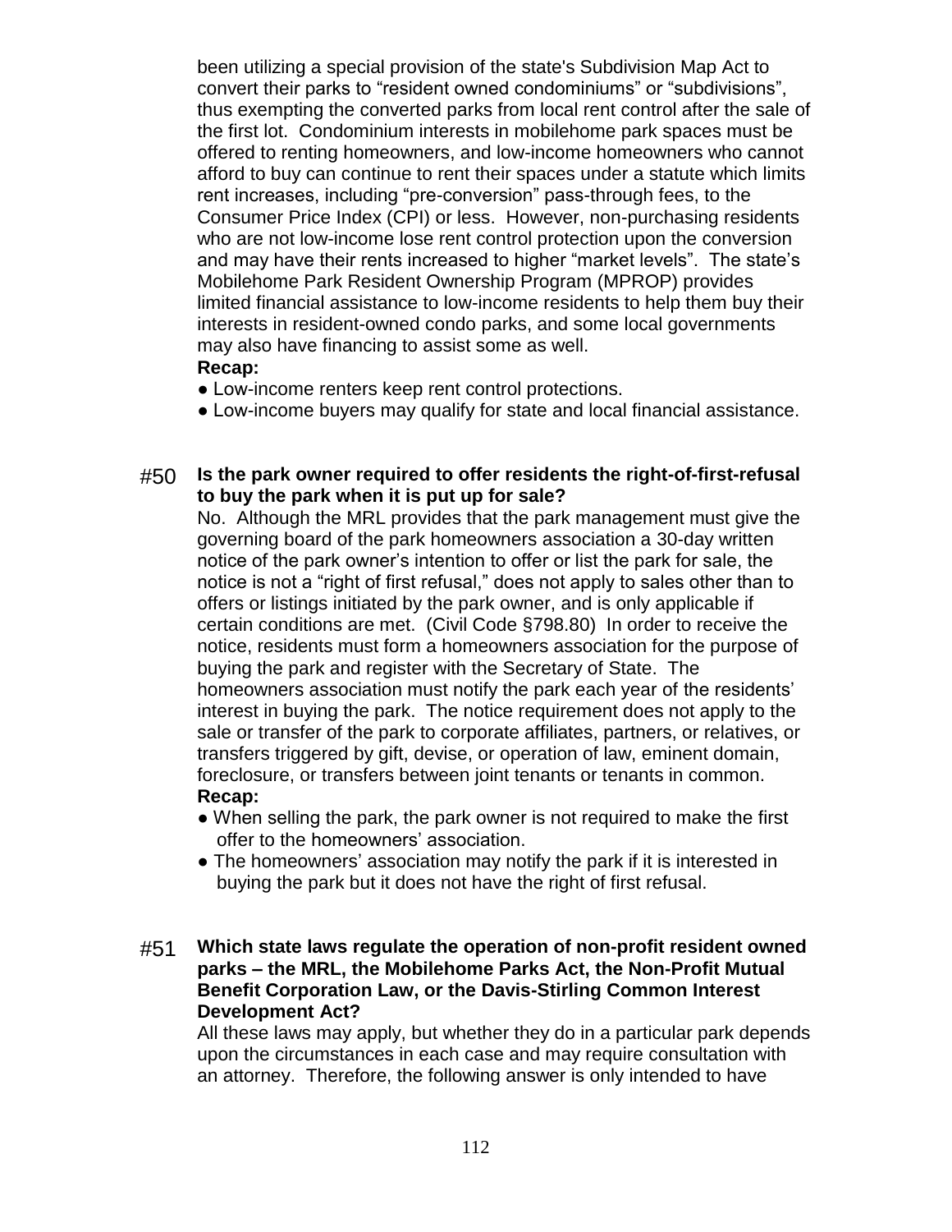been utilizing a special provision of the state's Subdivision Map Act to convert their parks to "resident owned condominiums" or "subdivisions", thus exempting the converted parks from local rent control after the sale of the first lot. Condominium interests in mobilehome park spaces must be offered to renting homeowners, and low-income homeowners who cannot afford to buy can continue to rent their spaces under a statute which limits rent increases, including "pre-conversion" pass-through fees, to the Consumer Price Index (CPI) or less. However, non-purchasing residents who are not low-income lose rent control protection upon the conversion and may have their rents increased to higher "market levels". The state's Mobilehome Park Resident Ownership Program (MPROP) provides limited financial assistance to low-income residents to help them buy their interests in resident-owned condo parks, and some local governments may also have financing to assist some as well.

**Recap:**

- Low-income renters keep rent control protections.
- Low-income buyers may qualify for state and local financial assistance.

#50 **Is the park owner required to offer residents the right-of-first-refusal to buy the park when it is put up for sale?**

No. Although the MRL provides that the park management must give the governing board of the park homeowners association a 30-day written notice of the park owner's intention to offer or list the park for sale, the notice is not a "right of first refusal," does not apply to sales other than to offers or listings initiated by the park owner, and is only applicable if certain conditions are met. (Civil Code §798.80) In order to receive the notice, residents must form a homeowners association for the purpose of buying the park and register with the Secretary of State. The homeowners association must notify the park each year of the residents' interest in buying the park. The notice requirement does not apply to the sale or transfer of the park to corporate affiliates, partners, or relatives, or transfers triggered by gift, devise, or operation of law, eminent domain, foreclosure, or transfers between joint tenants or tenants in common.

**Recap:**

- When selling the park, the park owner is not required to make the first offer to the homeowners' association.
- The homeowners' association may notify the park if it is interested in buying the park but it does not have the right of first refusal.

#51 **Which state laws regulate the operation of non-profit resident owned parks – the MRL, the Mobilehome Parks Act, the Non-Profit Mutual Benefit Corporation Law, or the Davis-Stirling Common Interest Development Act?**

All these laws may apply, but whether they do in a particular park depends upon the circumstances in each case and may require consultation with an attorney. Therefore, the following answer is only intended to have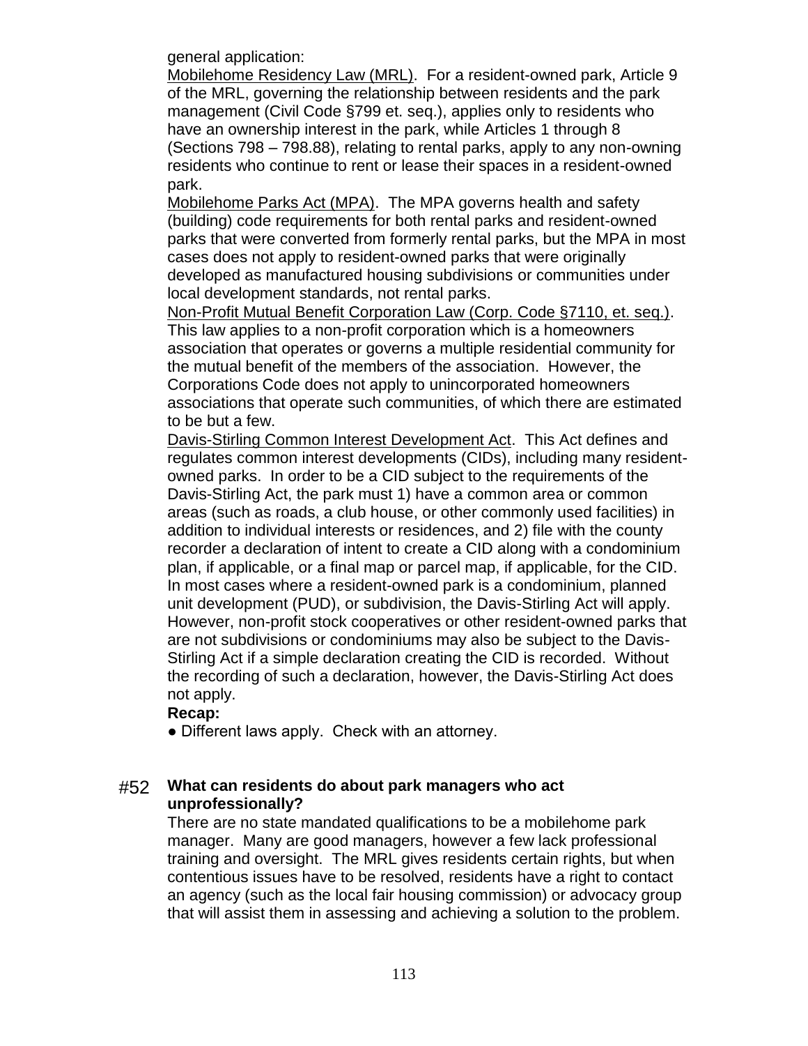general application:

Mobilehome Residency Law (MRL). For a resident-owned park, Article 9 of the MRL, governing the relationship between residents and the park management (Civil Code §799 et. seq.), applies only to residents who have an ownership interest in the park, while Articles 1 through 8 (Sections 798 – 798.88), relating to rental parks, apply to any non-owning residents who continue to rent or lease their spaces in a resident-owned park.

Mobilehome Parks Act (MPA). The MPA governs health and safety (building) code requirements for both rental parks and resident-owned parks that were converted from formerly rental parks, but the MPA in most cases does not apply to resident-owned parks that were originally developed as manufactured housing subdivisions or communities under local development standards, not rental parks.

Non-Profit Mutual Benefit Corporation Law (Corp. Code §7110, et. seq.). This law applies to a non-profit corporation which is a homeowners association that operates or governs a multiple residential community for the mutual benefit of the members of the association. However, the Corporations Code does not apply to unincorporated homeowners associations that operate such communities, of which there are estimated to be but a few.

Davis-Stirling Common Interest Development Act. This Act defines and regulates common interest developments (CIDs), including many resident-owned parks. In order to be a CID subject to the requirements of the Davis-Stirling Act, the park must 1) have a common area or common areas (such as roads, a club house, or other commonly used facilities) in addition to individual interests or residences, and 2) file with the county recorder a declaration of intent to create a CID along with a condominium plan, if applicable, or a final map or parcel map, if applicable, for the CID. In most cases where a resident-owned park is a condominium, planned unit development (PUD), or subdivision, the Davis-Stirling Act will apply. However, non-profit stock cooperatives or other resident-owned parks that are not subdivisions or condominiums may also be subject to the Davis-Stirling Act if a simple declaration creating the CID is recorded. Without the recording of such a declaration, however, the Davis-Stirling Act does not apply.

**Recap:**

- Different laws apply. Check with an attorney.

### #52 **What can residents do about park managers who act unprofessionally?**

There are no state mandated qualifications to be a mobilehome park manager. Many are good managers, however a few lack professional training and oversight. The MRL gives residents certain rights, but when contentious issues have to be resolved, residents have a right to contact an agency (such as the local fair housing commission) or advocacy group that will assist them in assessing and achieving a solution to the problem.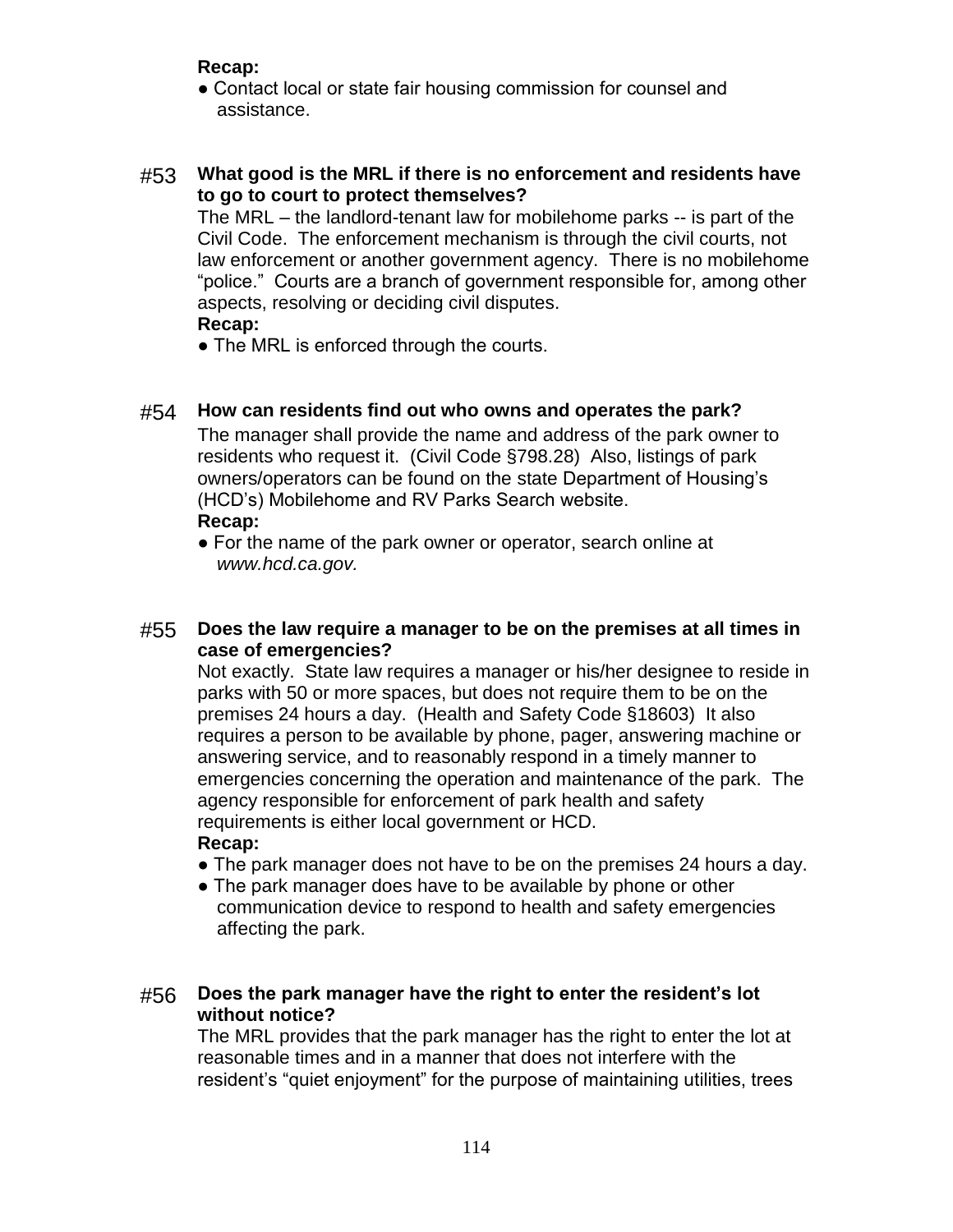**Recap:**

● Contact local or state fair housing commission for counsel and assistance.

#53 **What good is the MRL if there is no enforcement and residents have to go to court to protect themselves?**

The MRL – the landlord-tenant law for mobilehome parks -- is part of the Civil Code. The enforcement mechanism is through the civil courts, not law enforcement or another government agency. There is no mobilehome "police." Courts are a branch of government responsible for, among other aspects, resolving or deciding civil disputes.

**Recap:**

● The MRL is enforced through the courts.

#54 **How can residents find out who owns and operates the park?**

The manager shall provide the name and address of the park owner to residents who request it. (Civil Code §798.28) Also, listings of park owners/operators can be found on the state Department of Housing's (HCD's) Mobilehome and RV Parks Search website.

**Recap:**

● For the name of the park owner or operator, search online at *www.hcd.ca.gov.*

#55 **Does the law require a manager to be on the premises at all times in case of emergencies?**

Not exactly. State law requires a manager or his/her designee to reside in parks with 50 or more spaces, but does not require them to be on the premises 24 hours a day. (Health and Safety Code §18603) It also requires a person to be available by phone, pager, answering machine or answering service, and to reasonably respond in a timely manner to emergencies concerning the operation and maintenance of the park. The agency responsible for enforcement of park health and safety requirements is either local government or HCD.

**Recap:**

● The park manager does not have to be on the premises 24 hours a day.

● The park manager does have to be available by phone or other communication device to respond to health and safety emergencies affecting the park.

#56 **Does the park manager have the right to enter the resident's lot without notice?**

The MRL provides that the park manager has the right to enter the lot at reasonable times and in a manner that does not interfere with the resident's "quiet enjoyment" for the purpose of maintaining utilities, trees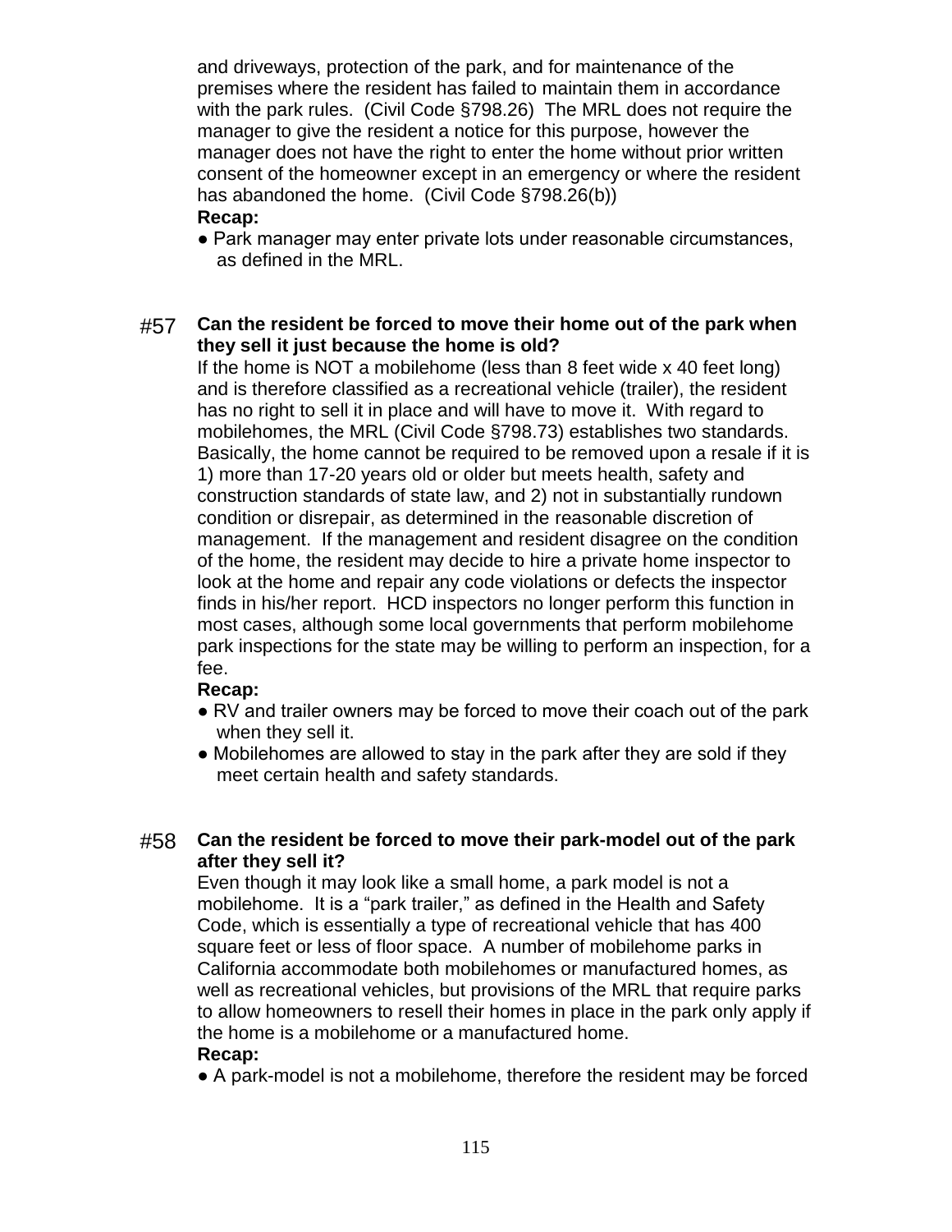and driveways, protection of the park, and for maintenance of the premises where the resident has failed to maintain them in accordance with the park rules. (Civil Code §798.26) The MRL does not require the manager to give the resident a notice for this purpose, however the manager does not have the right to enter the home without prior written consent of the homeowner except in an emergency or where the resident has abandoned the home. (Civil Code §798.26(b))

**Recap:**

- Park manager may enter private lots under reasonable circumstances, as defined in the MRL.

#57 **Can the resident be forced to move their home out of the park when they sell it just because the home is old?**

If the home is NOT a mobilehome (less than 8 feet wide x 40 feet long) and is therefore classified as a recreational vehicle (trailer), the resident has no right to sell it in place and will have to move it. With regard to mobilehomes, the MRL (Civil Code §798.73) establishes two standards. Basically, the home cannot be required to be removed upon a resale if it is 1) more than 17-20 years old or older but meets health, safety and construction standards of state law, and 2) not in substantially rundown condition or disrepair, as determined in the reasonable discretion of management. If the management and resident disagree on the condition of the home, the resident may decide to hire a private home inspector to look at the home and repair any code violations or defects the inspector finds in his/her report. HCD inspectors no longer perform this function in most cases, although some local governments that perform mobilehome park inspections for the state may be willing to perform an inspection, for a fee.

**Recap:**

- RV and trailer owners may be forced to move their coach out of the park when they sell it.
- Mobilehomes are allowed to stay in the park after they are sold if they meet certain health and safety standards.

#58 **Can the resident be forced to move their park-model out of the park after they sell it?**

Even though it may look like a small home, a park model is not a mobilehome. It is a "park trailer," as defined in the Health and Safety Code, which is essentially a type of recreational vehicle that has 400 square feet or less of floor space. A number of mobilehome parks in California accommodate both mobilehomes or manufactured homes, as well as recreational vehicles, but provisions of the MRL that require parks to allow homeowners to resell their homes in place in the park only apply if the home is a mobilehome or a manufactured home.

**Recap:**

- A park-model is not a mobilehome, therefore the resident may be forced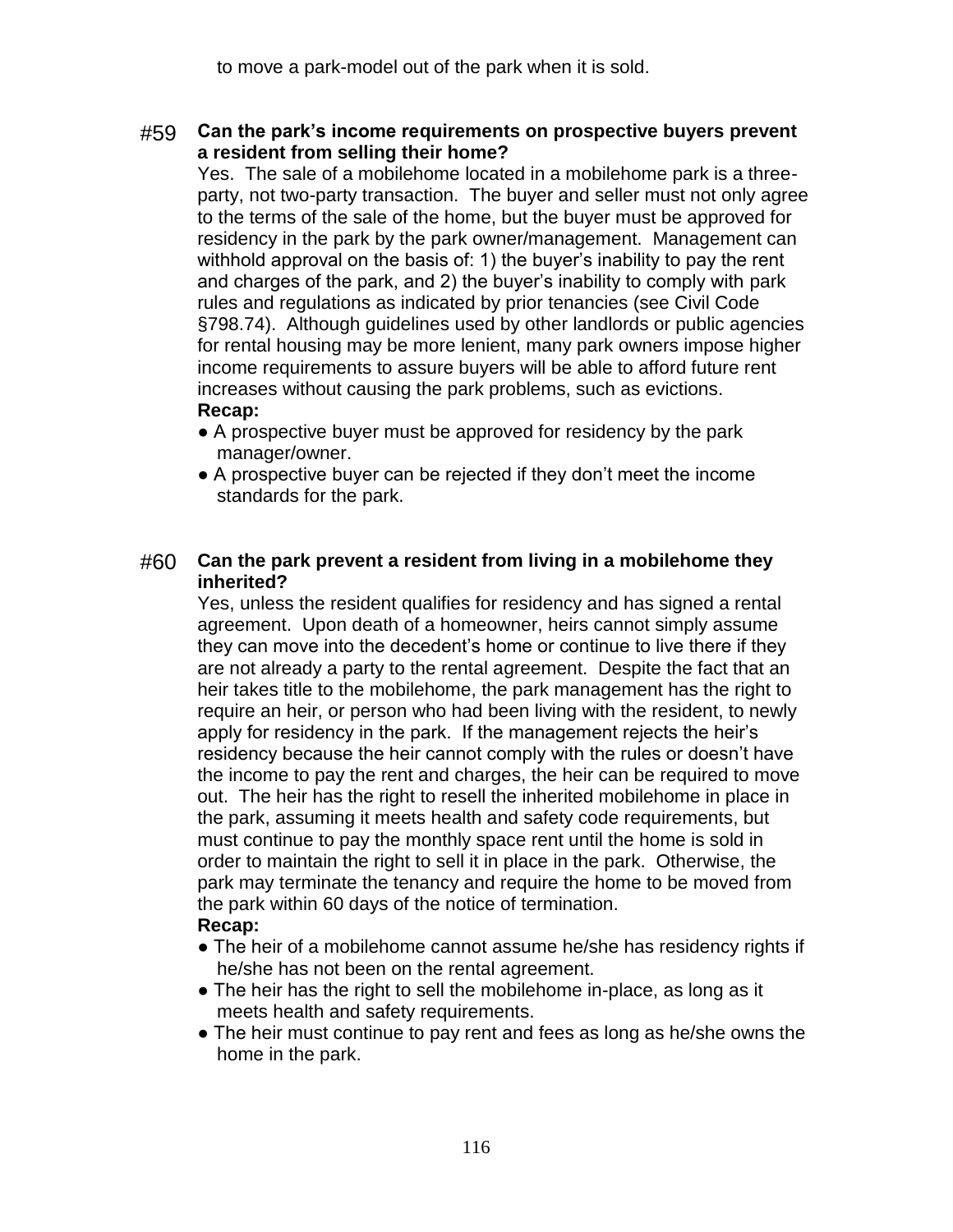to move a park-model out of the park when it is sold.

#59 **Can the park's income requirements on prospective buyers prevent a resident from selling their home?**

Yes. The sale of a mobilehome located in a mobilehome park is a three-party, not two-party transaction. The buyer and seller must not only agree to the terms of the sale of the home, but the buyer must be approved for residency in the park by the park owner/management. Management can withhold approval on the basis of: 1) the buyer's inability to pay the rent and charges of the park, and 2) the buyer's inability to comply with park rules and regulations as indicated by prior tenancies (see Civil Code §798.74). Although guidelines used by other landlords or public agencies for rental housing may be more lenient, many park owners impose higher income requirements to assure buyers will be able to afford future rent increases without causing the park problems, such as evictions.

**Recap:**

- A prospective buyer must be approved for residency by the park manager/owner.
- A prospective buyer can be rejected if they don't meet the income standards for the park.

#60 **Can the park prevent a resident from living in a mobilehome they inherited?**

Yes, unless the resident qualifies for residency and has signed a rental agreement. Upon death of a homeowner, heirs cannot simply assume they can move into the decedent's home or continue to live there if they are not already a party to the rental agreement. Despite the fact that an heir takes title to the mobilehome, the park management has the right to require an heir, or person who had been living with the resident, to newly apply for residency in the park. If the management rejects the heir's residency because the heir cannot comply with the rules or doesn't have the income to pay the rent and charges, the heir can be required to move out. The heir has the right to resell the inherited mobilehome in place in the park, assuming it meets health and safety code requirements, but must continue to pay the monthly space rent until the home is sold in order to maintain the right to sell it in place in the park. Otherwise, the park may terminate the tenancy and require the home to be moved from the park within 60 days of the notice of termination.

**Recap:**

- The heir of a mobilehome cannot assume he/she has residency rights if he/she has not been on the rental agreement.
- The heir has the right to sell the mobilehome in-place, as long as it meets health and safety requirements.
- The heir must continue to pay rent and fees as long as he/she owns the home in the park.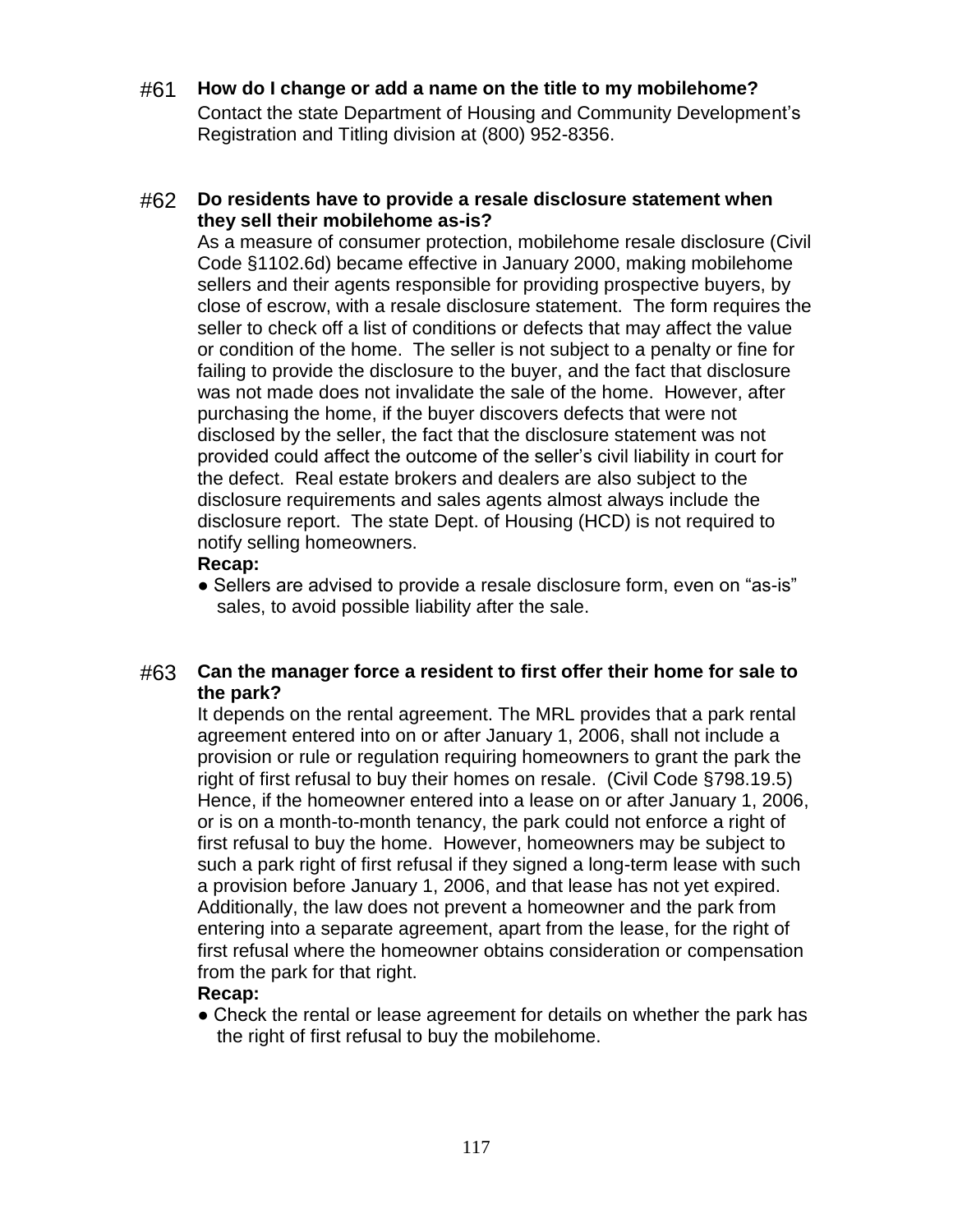#61 **How do I change or add a name on the title to my mobilehome?**

Contact the state Department of Housing and Community Development's Registration and Titling division at (800) 952-8356.

#62 **Do residents have to provide a resale disclosure statement when they sell their mobilehome as-is?**

As a measure of consumer protection, mobilehome resale disclosure (Civil Code §1102.6d) became effective in January 2000, making mobilehome sellers and their agents responsible for providing prospective buyers, by close of escrow, with a resale disclosure statement. The form requires the seller to check off a list of conditions or defects that may affect the value or condition of the home. The seller is not subject to a penalty or fine for failing to provide the disclosure to the buyer, and the fact that disclosure was not made does not invalidate the sale of the home. However, after purchasing the home, if the buyer discovers defects that were not disclosed by the seller, the fact that the disclosure statement was not provided could affect the outcome of the seller's civil liability in court for the defect. Real estate brokers and dealers are also subject to the disclosure requirements and sales agents almost always include the disclosure report. The state Dept. of Housing (HCD) is not required to notify selling homeowners.

**Recap:**

- Sellers are advised to provide a resale disclosure form, even on "as-is" sales, to avoid possible liability after the sale.

#63 **Can the manager force a resident to first offer their home for sale to the park?**

It depends on the rental agreement. The MRL provides that a park rental agreement entered into on or after January 1, 2006, shall not include a provision or rule or regulation requiring homeowners to grant the park the right of first refusal to buy their homes on resale. (Civil Code §798.19.5) Hence, if the homeowner entered into a lease on or after January 1, 2006, or is on a month-to-month tenancy, the park could not enforce a right of first refusal to buy the home. However, homeowners may be subject to such a park right of first refusal if they signed a long-term lease with such a provision before January 1, 2006, and that lease has not yet expired. Additionally, the law does not prevent a homeowner and the park from entering into a separate agreement, apart from the lease, for the right of first refusal where the homeowner obtains consideration or compensation from the park for that right.

**Recap:**

- Check the rental or lease agreement for details on whether the park has the right of first refusal to buy the mobilehome.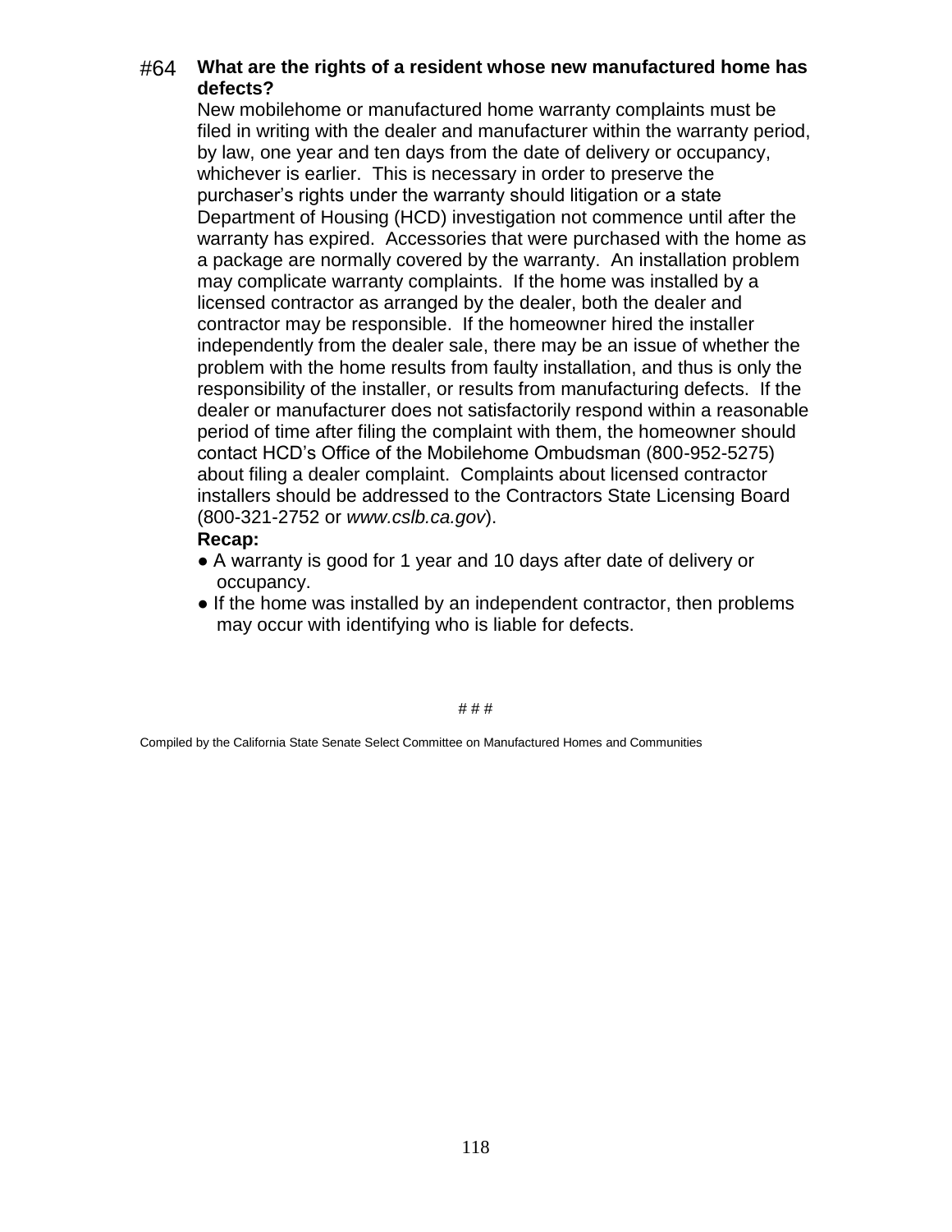### #64 What are the rights of a resident whose new manufactured home has defects?

New mobilehome or manufactured home warranty complaints must be filed in writing with the dealer and manufacturer within the warranty period, by law, one year and ten days from the date of delivery or occupancy, whichever is earlier. This is necessary in order to preserve the purchaser's rights under the warranty should litigation or a state Department of Housing (HCD) investigation not commence until after the warranty has expired. Accessories that were purchased with the home as a package are normally covered by the warranty. An installation problem may complicate warranty complaints. If the home was installed by a licensed contractor as arranged by the dealer, both the dealer and contractor may be responsible. If the homeowner hired the installer independently from the dealer sale, there may be an issue of whether the problem with the home results from faulty installation, and thus is only the responsibility of the installer, or results from manufacturing defects. If the dealer or manufacturer does not satisfactorily respond within a reasonable period of time after filing the complaint with them, the homeowner should contact HCD's Office of the Mobilehome Ombudsman (800-952-5275) about filing a dealer complaint. Complaints about licensed contractor installers should be addressed to the Contractors State Licensing Board (800-321-2752 or *www.cslb.ca.gov*).

**Recap:**

- A warranty is good for 1 year and 10 days after date of delivery or occupancy.
- If the home was installed by an independent contractor, then problems may occur with identifying who is liable for defects.

# # #

Compiled by the California State Senate Select Committee on Manufactured Homes and Communities